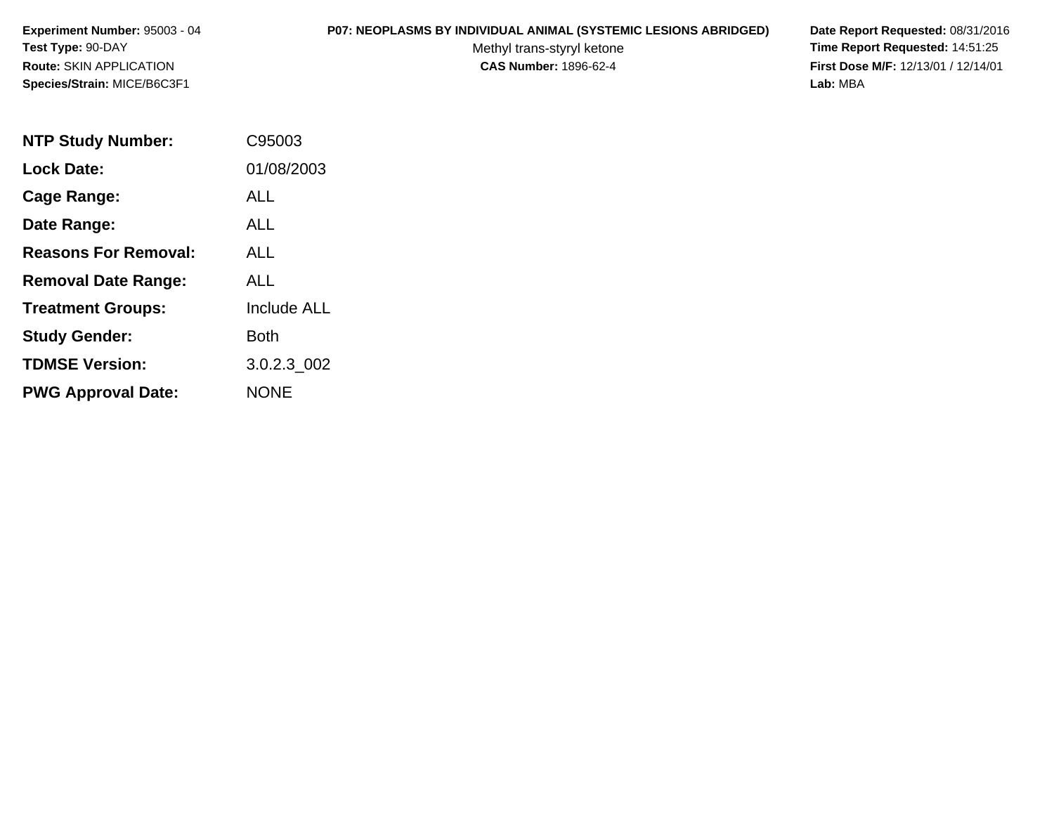**Experiment Number:** 95003 - 04
**Test Type:** 90-DAY
**Route:** SKIN APPLICATION
**Species/Strain:** MICE/B6C3F1

**P07: NEOPLASMS BY INDIVIDUAL ANIMAL (SYSTEMIC LESIONS ABRIDGED)**
Methyl trans-styryl ketone
**CAS Number:** 1896-62-4

**Date Report Requested:** 08/31/2016
**Time Report Requested:** 14:51:25
**First Dose M/F:** 12/13/01 / 12/14/01
**Lab:** MBA

| | |
|---|---|
| **NTP Study Number:** | C95003 |
| **Lock Date:** | 01/08/2003 |
| **Cage Range:** | ALL |
| **Date Range:** | ALL |
| **Reasons For Removal:** | ALL |
| **Removal Date Range:** | ALL |
| **Treatment Groups:** | Include ALL |
| **Study Gender:** | Both |
| **TDMSE Version:** | 3.0.2.3_002 |
| **PWG Approval Date:** | NONE |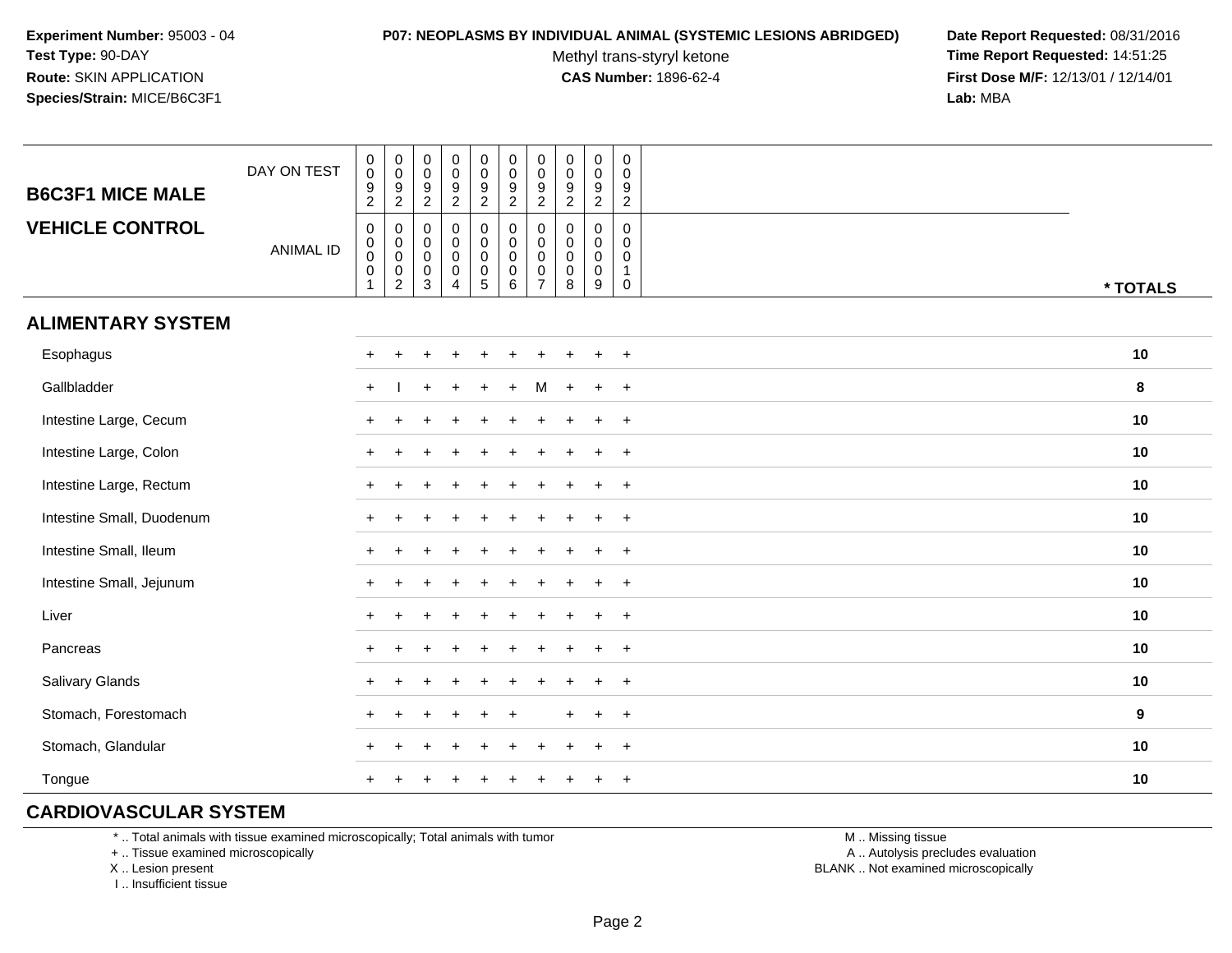**Experiment Number:** 95003 - 04
**Test Type:** 90-DAY
**Route:** SKIN APPLICATION
**Species/Strain:** MICE/B6C3F1

**P07: NEOPLASMS BY INDIVIDUAL ANIMAL (SYSTEMIC LESIONS ABRIDGED)**
Methyl trans-styryl ketone
**CAS Number:** 1896-62-4

**Date Report Requested:** 08/31/2016
**Time Report Requested:** 14:51:25
**First Dose M/F:** 12/13/01 / 12/14/01
**Lab:** MBA

| B6C3F1 MICE MALE<br>VEHICLE CONTROL | | | | | | | | | | | |
|---|---|---|---|---|---|---|---|---|---|---|---|
| DAY ON TEST | 0092 | 0092 | 0092 | 0092 | 0092 | 0092 | 0092 | 0092 | 0092 | 0092 | |
| ANIMAL ID | 00001 | 00002 | 00003 | 00004 | 00005 | 00006 | 00007 | 00008 | 00009 | 00010 | * TOTALS |
| **ALIMENTARY SYSTEM** | | | | | | | | | | | |
| Esophagus | + | + | + | + | + | + | + | + | + | + | 10 |
| Gallbladder | + | I | + | + | + | + | M | + | + | + | 8 |
| Intestine Large, Cecum | + | + | + | + | + | + | + | + | + | + | 10 |
| Intestine Large, Colon | + | + | + | + | + | + | + | + | + | + | 10 |
| Intestine Large, Rectum | + | + | + | + | + | + | + | + | + | + | 10 |
| Intestine Small, Duodenum | + | + | + | + | + | + | + | + | + | + | 10 |
| Intestine Small, Ileum | + | + | + | + | + | + | + | + | + | + | 10 |
| Intestine Small, Jejunum | + | + | + | + | + | + | + | + | + | + | 10 |
| Liver | + | + | + | + | + | + | + | + | + | + | 10 |
| Pancreas | + | + | + | + | + | + | + | + | + | + | 10 |
| Salivary Glands | + | + | + | + | + | + | + | + | + | + | 10 |
| Stomach, Forestomach | + | + | + | + | + | + | | + | + | + | 9 |
| Stomach, Glandular | + | + | + | + | + | + | + | + | + | + | 10 |
| Tongue | + | + | + | + | + | + | + | + | + | + | 10 |
| **CARDIOVASCULAR SYSTEM** | | | | | | | | | | | |

\* .. Total animals with tissue examined microscopically; Total animals with tumor
\+ .. Tissue examined microscopically
X .. Lesion present
I .. Insufficient tissue

M .. Missing tissue
A .. Autolysis precludes evaluation
BLANK .. Not examined microscopically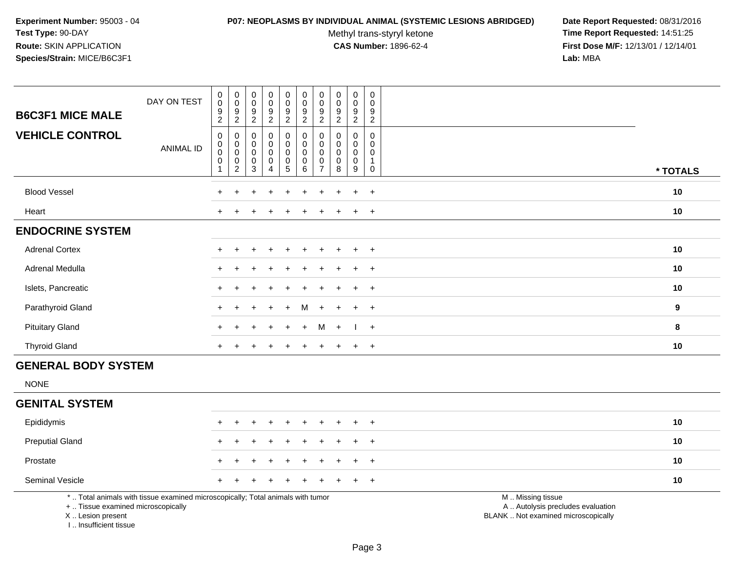**Experiment Number:** 95003 - 04
**Test Type:** 90-DAY
**Route:** SKIN APPLICATION
**Species/Strain:** MICE/B6C3F1

**P07: NEOPLASMS BY INDIVIDUAL ANIMAL (SYSTEMIC LESIONS ABRIDGED)**
Methyl trans-styryl ketone
**CAS Number:** 1896-62-4

**Date Report Requested:** 08/31/2016
**Time Report Requested:** 14:51:25
**First Dose M/F:** 12/13/01 / 12/14/01
**Lab:** MBA

| B6C3F1 MICE MALE | DAY ON TEST | 0092 | 0092 | 0092 | 0092 | 0092 | 0092 | 0092 | 0092 | 0092 | 0092 | |
|---|---|---|---|---|---|---|---|---|---|---|---|---|
| **VEHICLE CONTROL** | ANIMAL ID | 00001 | 00002 | 00003 | 00004 | 00005 | 00006 | 00007 | 00008 | 00009 | 00010 | * TOTALS |
| Blood Vessel | | + | + | + | + | + | + | + | + | + | + | 10 |
| Heart | | + | + | + | + | + | + | + | + | + | + | 10 |
| **ENDOCRINE SYSTEM** | | | | | | | | | | | | |
| Adrenal Cortex | | + | + | + | + | + | + | + | + | + | + | 10 |
| Adrenal Medulla | | + | + | + | + | + | + | + | + | + | + | 10 |
| Islets, Pancreatic | | + | + | + | + | + | + | + | + | + | + | 10 |
| Parathyroid Gland | | + | + | + | + | + | M | + | + | + | + | 9 |
| Pituitary Gland | | + | + | + | + | + | + | M | + | I | + | 8 |
| Thyroid Gland | | + | + | + | + | + | + | + | + | + | + | 10 |
| **GENERAL BODY SYSTEM** | | | | | | | | | | | | |
| NONE | | | | | | | | | | | | |
| **GENITAL SYSTEM** | | | | | | | | | | | | |
| Epididymis | | + | + | + | + | + | + | + | + | + | + | 10 |
| Preputial Gland | | + | + | + | + | + | + | + | + | + | + | 10 |
| Prostate | | + | + | + | + | + | + | + | + | + | + | 10 |
| Seminal Vesicle | | + | + | + | + | + | + | + | + | + | + | 10 |

* .. Total animals with tissue examined microscopically; Total animals with tumor
+ .. Tissue examined microscopically
X .. Lesion present
I .. Insufficient tissue

M .. Missing tissue
A .. Autolysis precludes evaluation
BLANK .. Not examined microscopically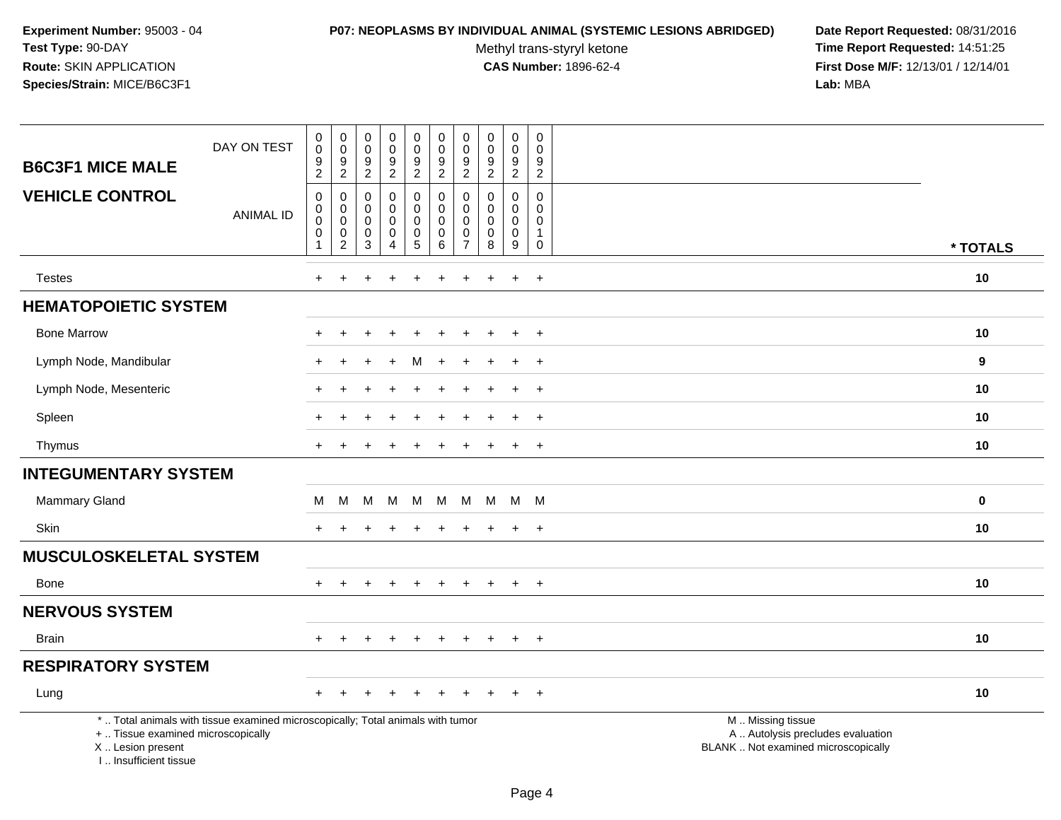**Experiment Number:** 95003 - 04
**Test Type:** 90-DAY
**Route:** SKIN APPLICATION
**Species/Strain:** MICE/B6C3F1

**P07: NEOPLASMS BY INDIVIDUAL ANIMAL (SYSTEMIC LESIONS ABRIDGED)**
Methyl trans-styryl ketone
**CAS Number:** 1896-62-4

**Date Report Requested:** 08/31/2016
**Time Report Requested:** 14:51:25
**First Dose M/F:** 12/13/01 / 12/14/01
**Lab:** MBA

| B6C3F1 MICE MALE | DAY ON TEST | 0092 | 0092 | 0092 | 0092 | 0092 | 0092 | 0092 | 0092 | 0092 | 0092 | |
|---|---|---|---|---|---|---|---|---|---|---|---|---|
| **VEHICLE CONTROL** | ANIMAL ID | 00001 | 00002 | 00003 | 00004 | 00005 | 00006 | 00007 | 00008 | 00009 | 00010 | * TOTALS |
| Testes | | + | + | + | + | + | + | + | + | + | + | 10 |
| **HEMATOPOIETIC SYSTEM** | | | | | | | | | | | | |
| Bone Marrow | | + | + | + | + | + | + | + | + | + | + | 10 |
| Lymph Node, Mandibular | | + | + | + | + | M | + | + | + | + | + | 9 |
| Lymph Node, Mesenteric | | + | + | + | + | + | + | + | + | + | + | 10 |
| Spleen | | + | + | + | + | + | + | + | + | + | + | 10 |
| Thymus | | + | + | + | + | + | + | + | + | + | + | 10 |
| **INTEGUMENTARY SYSTEM** | | | | | | | | | | | | |
| Mammary Gland | | M | M | M | M | M | M | M | M | M | M | 0 |
| Skin | | + | + | + | + | + | + | + | + | + | + | 10 |
| **MUSCULOSKELETAL SYSTEM** | | | | | | | | | | | | |
| Bone | | + | + | + | + | + | + | + | + | + | + | 10 |
| **NERVOUS SYSTEM** | | | | | | | | | | | | |
| Brain | | + | + | + | + | + | + | + | + | + | + | 10 |
| **RESPIRATORY SYSTEM** | | | | | | | | | | | | |
| Lung | | + | + | + | + | + | + | + | + | + | + | 10 |

* .. Total animals with tissue examined microscopically; Total animals with tumor
+ .. Tissue examined microscopically
X .. Lesion present
I .. Insufficient tissue

M .. Missing tissue
A .. Autolysis precludes evaluation
BLANK .. Not examined microscopically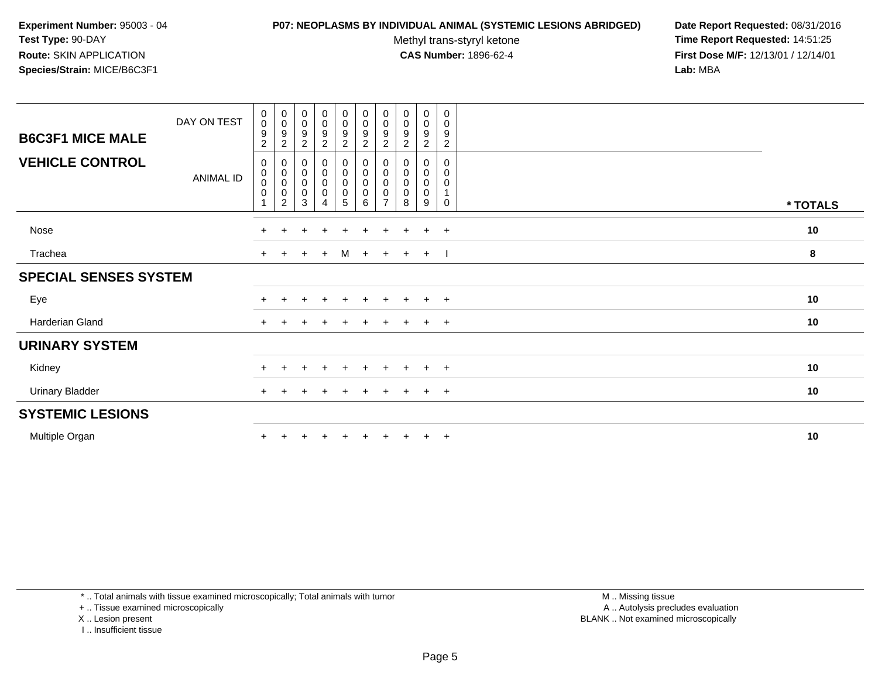**Experiment Number:** 95003 - 04
**Test Type:** 90-DAY
**Route:** SKIN APPLICATION
**Species/Strain:** MICE/B6C3F1

**P07: NEOPLASMS BY INDIVIDUAL ANIMAL (SYSTEMIC LESIONS ABRIDGED)**
Methyl trans-styryl ketone
**CAS Number:** 1896-62-4

**Date Report Requested:** 08/31/2016
**Time Report Requested:** 14:51:25
**First Dose M/F:** 12/13/01 / 12/14/01
**Lab:** MBA

| B6C3F1 MICE MALE — DAY ON TEST | 0092 | 0092 | 0092 | 0092 | 0092 | 0092 | 0092 | 0092 | 0092 | 0092 | |
|---|---|---|---|---|---|---|---|---|---|---|---|
| **VEHICLE CONTROL** — ANIMAL ID | 00001 | 00002 | 00003 | 00004 | 00005 | 00006 | 00007 | 00008 | 00009 | 00010 | * TOTALS |
| Nose | + | + | + | + | + | + | + | + | + | + | 10 |
| Trachea | + | + | + | + | M | + | + | + | + | I | 8 |
| **SPECIAL SENSES SYSTEM** | | | | | | | | | | | |
| Eye | + | + | + | + | + | + | + | + | + | + | 10 |
| Harderian Gland | + | + | + | + | + | + | + | + | + | + | 10 |
| **URINARY SYSTEM** | | | | | | | | | | | |
| Kidney | + | + | + | + | + | + | + | + | + | + | 10 |
| Urinary Bladder | + | + | + | + | + | + | + | + | + | + | 10 |
| **SYSTEMIC LESIONS** | | | | | | | | | | | |
| Multiple Organ | + | + | + | + | + | + | + | + | + | + | 10 |

* .. Total animals with tissue examined microscopically; Total animals with tumor
+ .. Tissue examined microscopically
X .. Lesion present
I .. Insufficient tissue

M .. Missing tissue
A .. Autolysis precludes evaluation
BLANK .. Not examined microscopically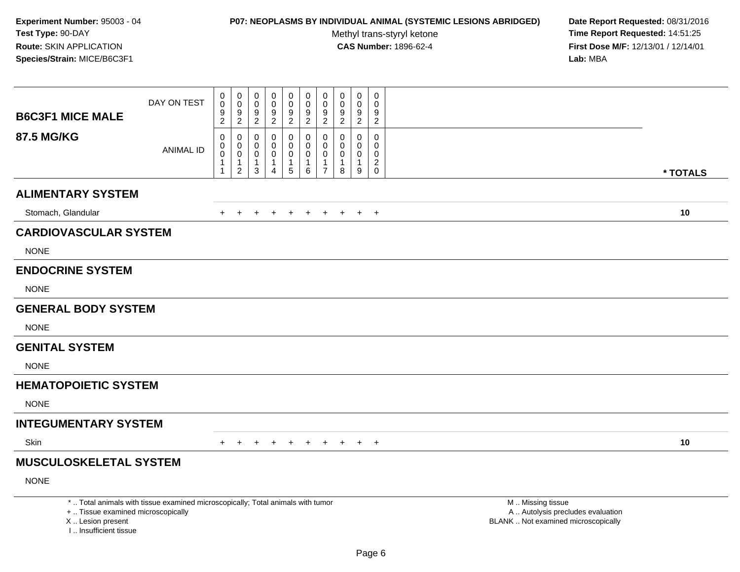**Experiment Number:** 95003 - 04
**Test Type:** 90-DAY
**Route:** SKIN APPLICATION
**Species/Strain:** MICE/B6C3F1

**P07: NEOPLASMS BY INDIVIDUAL ANIMAL (SYSTEMIC LESIONS ABRIDGED)**
Methyl trans-styryl ketone
**CAS Number:** 1896-62-4

**Date Report Requested:** 08/31/2016
**Time Report Requested:** 14:51:25
**First Dose M/F:** 12/13/01 / 12/14/01
**Lab:** MBA

| **B6C3F1 MICE MALE** DAY ON TEST | 0092 | 0092 | 0092 | 0092 | 0092 | 0092 | 0092 | 0092 | 0092 | 0092 | |
|---|---|---|---|---|---|---|---|---|---|---|---|
| **87.5 MG/KG** ANIMAL ID | 00011 | 00012 | 00013 | 00014 | 00015 | 00016 | 00017 | 00018 | 00019 | 00020 | *** TOTALS** |
| **ALIMENTARY SYSTEM** | | | | | | | | | | | |
| Stomach, Glandular | + | + | + | + | + | + | + | + | + | + | **10** |
| **CARDIOVASCULAR SYSTEM** | | | | | | | | | | | |
| NONE | | | | | | | | | | | |
| **ENDOCRINE SYSTEM** | | | | | | | | | | | |
| NONE | | | | | | | | | | | |
| **GENERAL BODY SYSTEM** | | | | | | | | | | | |
| NONE | | | | | | | | | | | |
| **GENITAL SYSTEM** | | | | | | | | | | | |
| NONE | | | | | | | | | | | |
| **HEMATOPOIETIC SYSTEM** | | | | | | | | | | | |
| NONE | | | | | | | | | | | |
| **INTEGUMENTARY SYSTEM** | | | | | | | | | | | |
| Skin | + | + | + | + | + | + | + | + | + | + | **10** |
| **MUSCULOSKELETAL SYSTEM** | | | | | | | | | | | |
| NONE | | | | | | | | | | | |

* .. Total animals with tissue examined microscopically; Total animals with tumor
+ .. Tissue examined microscopically
X .. Lesion present
I .. Insufficient tissue

M .. Missing tissue
A .. Autolysis precludes evaluation
BLANK .. Not examined microscopically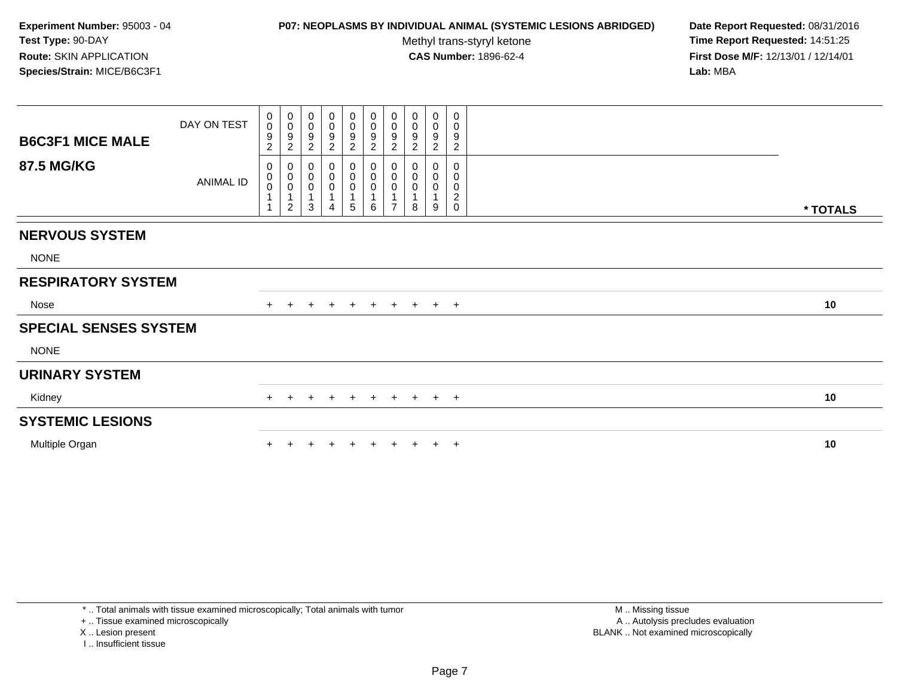**Experiment Number:** 95003 - 04
**Test Type:** 90-DAY
**Route:** SKIN APPLICATION
**Species/Strain:** MICE/B6C3F1

**P07: NEOPLASMS BY INDIVIDUAL ANIMAL (SYSTEMIC LESIONS ABRIDGED)**
Methyl trans-styryl ketone
**CAS Number:** 1896-62-4

**Date Report Requested:** 08/31/2016
**Time Report Requested:** 14:51:25
**First Dose M/F:** 12/13/01 / 12/14/01
**Lab:** MBA

| **B6C3F1 MICE MALE** DAY ON TEST | 0092 | 0092 | 0092 | 0092 | 0092 | 0092 | 0092 | 0092 | 0092 | 0092 | |
|---|---|---|---|---|---|---|---|---|---|---|---|
| **87.5 MG/KG** ANIMAL ID | 00011 | 00012 | 00013 | 00014 | 00015 | 00016 | 00017 | 00018 | 00019 | 00020 | *** TOTALS** |
| **NERVOUS SYSTEM** | | | | | | | | | | | |
| NONE | | | | | | | | | | | |
| **RESPIRATORY SYSTEM** | | | | | | | | | | | |
| Nose | + | + | + | + | + | + | + | + | + | + | **10** |
| **SPECIAL SENSES SYSTEM** | | | | | | | | | | | |
| NONE | | | | | | | | | | | |
| **URINARY SYSTEM** | | | | | | | | | | | |
| Kidney | + | + | + | + | + | + | + | + | + | + | **10** |
| **SYSTEMIC LESIONS** | | | | | | | | | | | |
| Multiple Organ | + | + | + | + | + | + | + | + | + | + | **10** |

\* .. Total animals with tissue examined microscopically; Total animals with tumor
\+ .. Tissue examined microscopically
X .. Lesion present
I .. Insufficient tissue

M .. Missing tissue
A .. Autolysis precludes evaluation
BLANK .. Not examined microscopically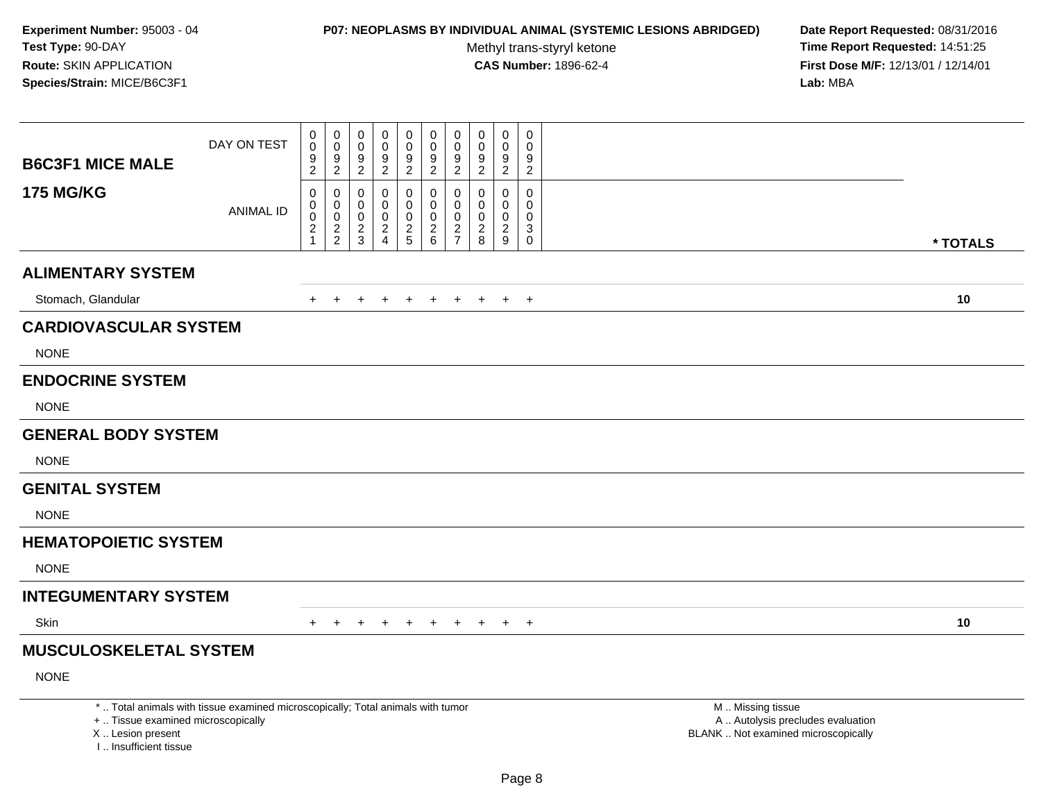**Experiment Number:** 95003 - 04
**Test Type:** 90-DAY
**Route:** SKIN APPLICATION
**Species/Strain:** MICE/B6C3F1

**P07: NEOPLASMS BY INDIVIDUAL ANIMAL (SYSTEMIC LESIONS ABRIDGED)**
Methyl trans-styryl ketone
**CAS Number:** 1896-62-4

**Date Report Requested:** 08/31/2016
**Time Report Requested:** 14:51:25
**First Dose M/F:** 12/13/01 / 12/14/01
**Lab:** MBA

| **B6C3F1 MICE MALE 175 MG/KG** | | | | | | | | | | | |
|---|---|---|---|---|---|---|---|---|---|---|---|
| DAY ON TEST | 0092 | 0092 | 0092 | 0092 | 0092 | 0092 | 0092 | 0092 | 0092 | 0092 | |
| ANIMAL ID | 00021 | 00022 | 00023 | 00024 | 00025 | 00026 | 00027 | 00028 | 00029 | 00030 | *** TOTALS** |
| **ALIMENTARY SYSTEM** | | | | | | | | | | | |
| Stomach, Glandular | + | + | + | + | + | + | + | + | + | + | **10** |
| **CARDIOVASCULAR SYSTEM** | | | | | | | | | | | |
| NONE | | | | | | | | | | | |
| **ENDOCRINE SYSTEM** | | | | | | | | | | | |
| NONE | | | | | | | | | | | |
| **GENERAL BODY SYSTEM** | | | | | | | | | | | |
| NONE | | | | | | | | | | | |
| **GENITAL SYSTEM** | | | | | | | | | | | |
| NONE | | | | | | | | | | | |
| **HEMATOPOIETIC SYSTEM** | | | | | | | | | | | |
| NONE | | | | | | | | | | | |
| **INTEGUMENTARY SYSTEM** | | | | | | | | | | | |
| Skin | + | + | + | + | + | + | + | + | + | + | **10** |
| **MUSCULOSKELETAL SYSTEM** | | | | | | | | | | | |
| NONE | | | | | | | | | | | |

* .. Total animals with tissue examined microscopically; Total animals with tumor
+ .. Tissue examined microscopically
X .. Lesion present
I .. Insufficient tissue

M .. Missing tissue
A .. Autolysis precludes evaluation
BLANK .. Not examined microscopically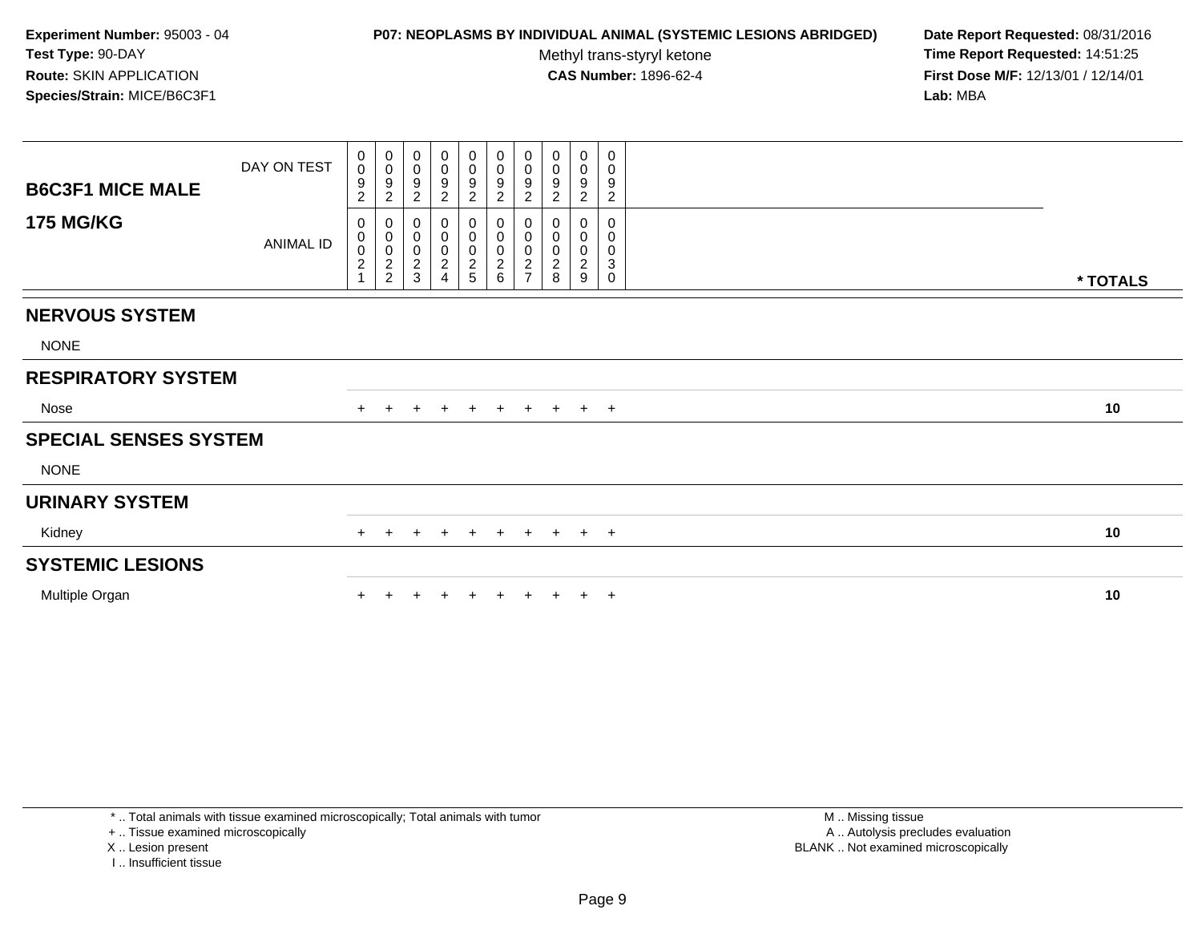**Experiment Number:** 95003 - 04
**Test Type:** 90-DAY
**Route:** SKIN APPLICATION
**Species/Strain:** MICE/B6C3F1

**P07: NEOPLASMS BY INDIVIDUAL ANIMAL (SYSTEMIC LESIONS ABRIDGED)**
Methyl trans-styryl ketone
**CAS Number:** 1896-62-4

**Date Report Requested:** 08/31/2016
**Time Report Requested:** 14:51:25
**First Dose M/F:** 12/13/01 / 12/14/01
**Lab:** MBA

| B6C3F1 MICE MALE 175 MG/KG | | | | | | | | | | | |
|---|---|---|---|---|---|---|---|---|---|---|---|
| DAY ON TEST | 0092 | 0092 | 0092 | 0092 | 0092 | 0092 | 0092 | 0092 | 0092 | 0092 | |
| ANIMAL ID | 00021 | 00022 | 00023 | 00024 | 00025 | 00026 | 00027 | 00028 | 00029 | 00030 | * TOTALS |
| **NERVOUS SYSTEM** | | | | | | | | | | | |
| NONE | | | | | | | | | | | |
| **RESPIRATORY SYSTEM** | | | | | | | | | | | |
| Nose | + | + | + | + | + | + | + | + | + | + | 10 |
| **SPECIAL SENSES SYSTEM** | | | | | | | | | | | |
| NONE | | | | | | | | | | | |
| **URINARY SYSTEM** | | | | | | | | | | | |
| Kidney | + | + | + | + | + | + | + | + | + | + | 10 |
| **SYSTEMIC LESIONS** | | | | | | | | | | | |
| Multiple Organ | + | + | + | + | + | + | + | + | + | + | 10 |

* .. Total animals with tissue examined microscopically; Total animals with tumor
+ .. Tissue examined microscopically
X .. Lesion present
I .. Insufficient tissue

M .. Missing tissue
A .. Autolysis precludes evaluation
BLANK .. Not examined microscopically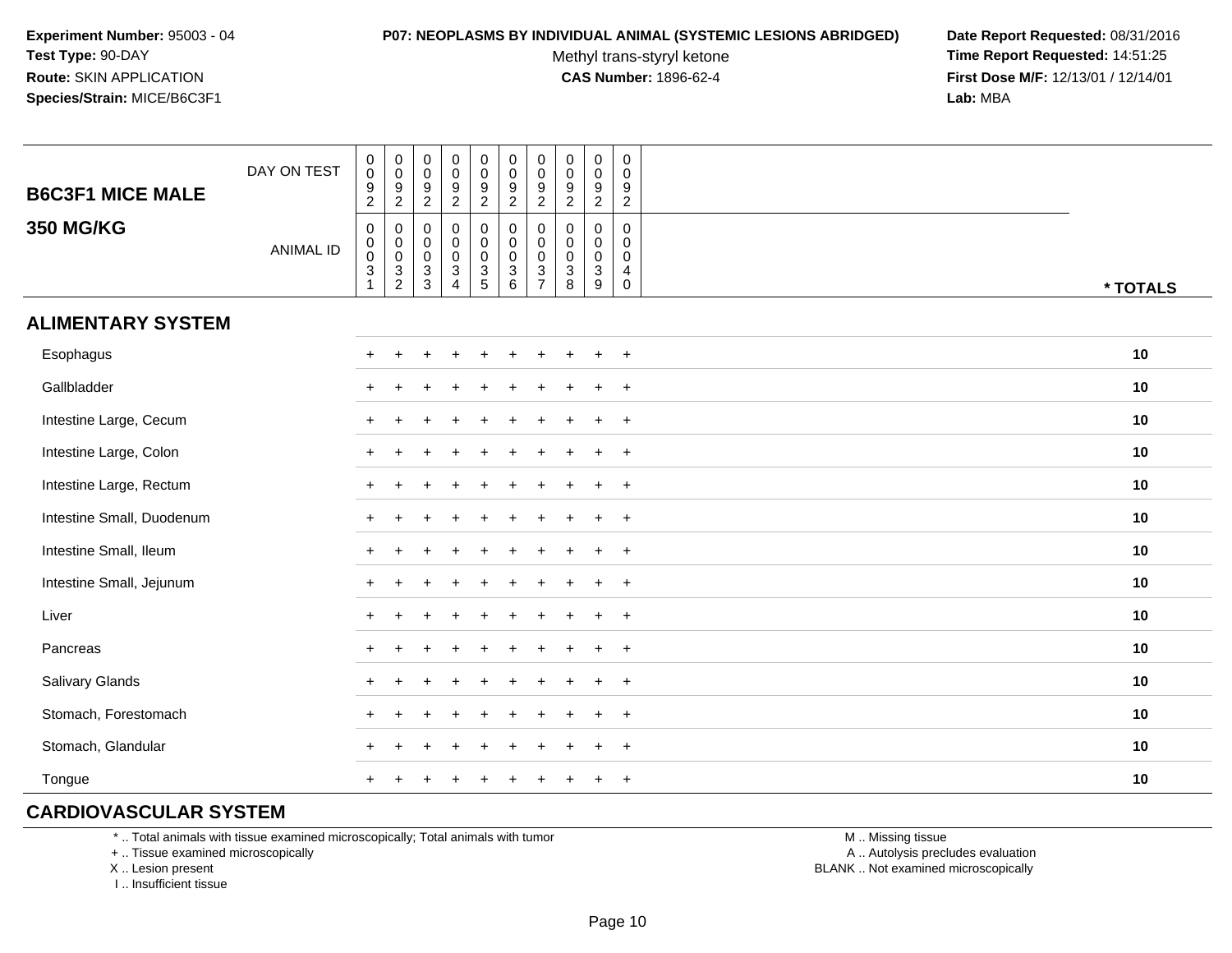**Experiment Number:** 95003 - 04
**Test Type:** 90-DAY
**Route:** SKIN APPLICATION
**Species/Strain:** MICE/B6C3F1

**P07: NEOPLASMS BY INDIVIDUAL ANIMAL (SYSTEMIC LESIONS ABRIDGED)**
Methyl trans-styryl ketone
**CAS Number:** 1896-62-4

**Date Report Requested:** 08/31/2016
**Time Report Requested:** 14:51:25
**First Dose M/F:** 12/13/01 / 12/14/01
**Lab:** MBA

## B6C3F1 MICE MALE 350 MG/KG

| DAY ON TEST | 0092 | 0092 | 0092 | 0092 | 0092 | 0092 | 0092 | 0092 | 0092 | 0092 | |
|---|---|---|---|---|---|---|---|---|---|---|---|
| ANIMAL ID | 00031 | 00032 | 00033 | 00034 | 00035 | 00036 | 00037 | 00038 | 00039 | 00040 | * TOTALS |
| **ALIMENTARY SYSTEM** | | | | | | | | | | | |
| Esophagus | + | + | + | + | + | + | + | + | + | + | 10 |
| Gallbladder | + | + | + | + | + | + | + | + | + | + | 10 |
| Intestine Large, Cecum | + | + | + | + | + | + | + | + | + | + | 10 |
| Intestine Large, Colon | + | + | + | + | + | + | + | + | + | + | 10 |
| Intestine Large, Rectum | + | + | + | + | + | + | + | + | + | + | 10 |
| Intestine Small, Duodenum | + | + | + | + | + | + | + | + | + | + | 10 |
| Intestine Small, Ileum | + | + | + | + | + | + | + | + | + | + | 10 |
| Intestine Small, Jejunum | + | + | + | + | + | + | + | + | + | + | 10 |
| Liver | + | + | + | + | + | + | + | + | + | + | 10 |
| Pancreas | + | + | + | + | + | + | + | + | + | + | 10 |
| Salivary Glands | + | + | + | + | + | + | + | + | + | + | 10 |
| Stomach, Forestomach | + | + | + | + | + | + | + | + | + | + | 10 |
| Stomach, Glandular | + | + | + | + | + | + | + | + | + | + | 10 |
| Tongue | + | + | + | + | + | + | + | + | + | + | 10 |
| **CARDIOVASCULAR SYSTEM** | | | | | | | | | | | |

\* .. Total animals with tissue examined microscopically; Total animals with tumor
\+ .. Tissue examined microscopically
X .. Lesion present
I .. Insufficient tissue

M .. Missing tissue
A .. Autolysis precludes evaluation
BLANK .. Not examined microscopically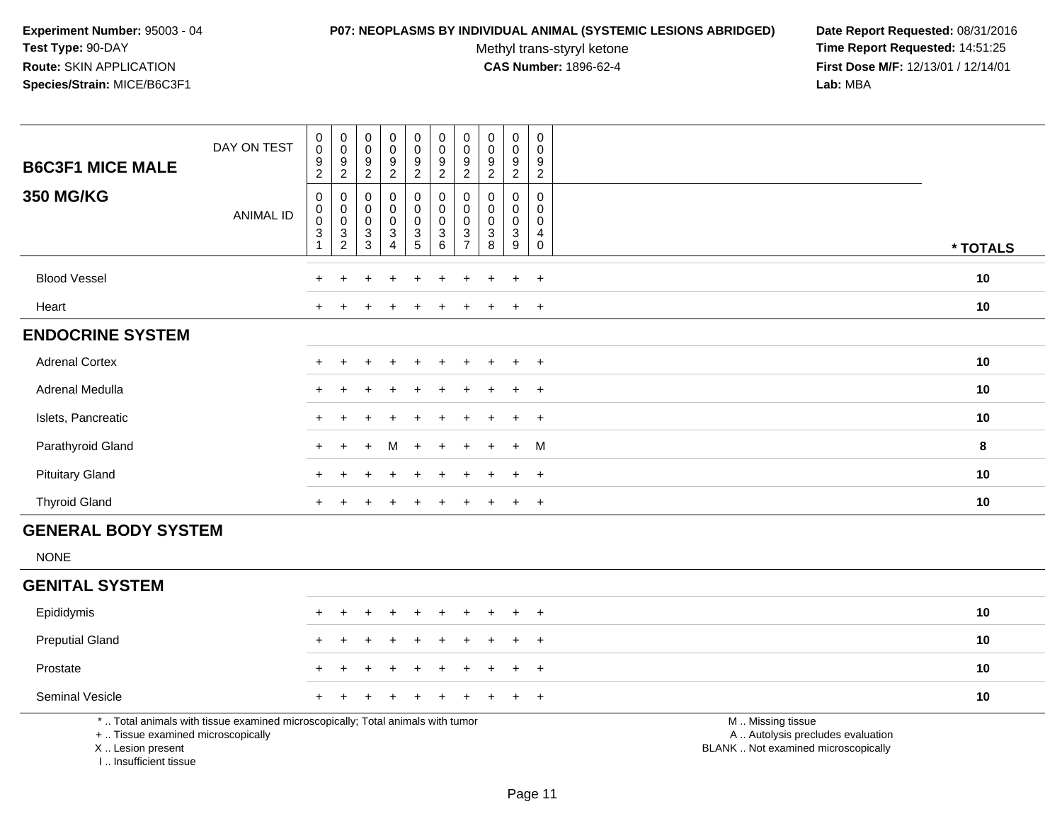**Experiment Number:** 95003 - 04
**Test Type:** 90-DAY
**Route:** SKIN APPLICATION
**Species/Strain:** MICE/B6C3F1

**P07: NEOPLASMS BY INDIVIDUAL ANIMAL (SYSTEMIC LESIONS ABRIDGED)**
Methyl trans-styryl ketone
**CAS Number:** 1896-62-4

**Date Report Requested:** 08/31/2016
**Time Report Requested:** 14:51:25
**First Dose M/F:** 12/13/01 / 12/14/01
**Lab:** MBA

| B6C3F1 MICE MALE | DAY ON TEST | 0092 | 0092 | 0092 | 0092 | 0092 | 0092 | 0092 | 0092 | 0092 | 0092 | |
|---|---|---|---|---|---|---|---|---|---|---|---|---|
| **350 MG/KG** | ANIMAL ID | 00031 | 00032 | 00033 | 00034 | 00035 | 00036 | 00037 | 00038 | 00039 | 00040 | * TOTALS |
| Blood Vessel | | + | + | + | + | + | + | + | + | + | + | 10 |
| Heart | | + | + | + | + | + | + | + | + | + | + | 10 |
| **ENDOCRINE SYSTEM** | | | | | | | | | | | | |
| Adrenal Cortex | | + | + | + | + | + | + | + | + | + | + | 10 |
| Adrenal Medulla | | + | + | + | + | + | + | + | + | + | + | 10 |
| Islets, Pancreatic | | + | + | + | + | + | + | + | + | + | + | 10 |
| Parathyroid Gland | | + | + | + | M | + | + | + | + | + | M | 8 |
| Pituitary Gland | | + | + | + | + | + | + | + | + | + | + | 10 |
| Thyroid Gland | | + | + | + | + | + | + | + | + | + | + | 10 |
| **GENERAL BODY SYSTEM** | | | | | | | | | | | | |
| NONE | | | | | | | | | | | | |
| **GENITAL SYSTEM** | | | | | | | | | | | | |
| Epididymis | | + | + | + | + | + | + | + | + | + | + | 10 |
| Preputial Gland | | + | + | + | + | + | + | + | + | + | + | 10 |
| Prostate | | + | + | + | + | + | + | + | + | + | + | 10 |
| Seminal Vesicle | | + | + | + | + | + | + | + | + | + | + | 10 |

* .. Total animals with tissue examined microscopically; Total animals with tumor
+ .. Tissue examined microscopically
X .. Lesion present
I .. Insufficient tissue

M .. Missing tissue
A .. Autolysis precludes evaluation
BLANK .. Not examined microscopically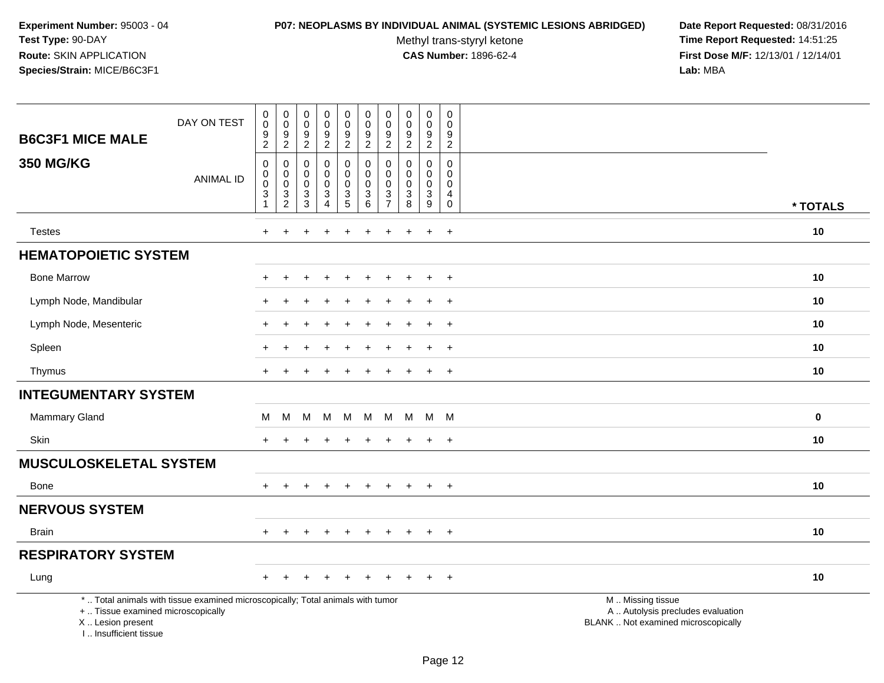**Experiment Number:** 95003 - 04
**Test Type:** 90-DAY
**Route:** SKIN APPLICATION
**Species/Strain:** MICE/B6C3F1

**P07: NEOPLASMS BY INDIVIDUAL ANIMAL (SYSTEMIC LESIONS ABRIDGED)**
Methyl trans-styryl ketone
**CAS Number:** 1896-62-4

**Date Report Requested:** 08/31/2016
**Time Report Requested:** 14:51:25
**First Dose M/F:** 12/13/01 / 12/14/01
**Lab:** MBA

| B6C3F1 MICE MALE 350 MG/KG | | | | | | | | | | | |
|---|---|---|---|---|---|---|---|---|---|---|---|
| DAY ON TEST | 0092 | 0092 | 0092 | 0092 | 0092 | 0092 | 0092 | 0092 | 0092 | 0092 | |
| ANIMAL ID | 00031 | 00032 | 00033 | 00034 | 00035 | 00036 | 00037 | 00038 | 00039 | 00040 | * TOTALS |
| Testes | + | + | + | + | + | + | + | + | + | + | 10 |
| **HEMATOPOIETIC SYSTEM** | | | | | | | | | | | |
| Bone Marrow | + | + | + | + | + | + | + | + | + | + | 10 |
| Lymph Node, Mandibular | + | + | + | + | + | + | + | + | + | + | 10 |
| Lymph Node, Mesenteric | + | + | + | + | + | + | + | + | + | + | 10 |
| Spleen | + | + | + | + | + | + | + | + | + | + | 10 |
| Thymus | + | + | + | + | + | + | + | + | + | + | 10 |
| **INTEGUMENTARY SYSTEM** | | | | | | | | | | | |
| Mammary Gland | M | M | M | M | M | M | M | M | M | M | 0 |
| Skin | + | + | + | + | + | + | + | + | + | + | 10 |
| **MUSCULOSKELETAL SYSTEM** | | | | | | | | | | | |
| Bone | + | + | + | + | + | + | + | + | + | + | 10 |
| **NERVOUS SYSTEM** | | | | | | | | | | | |
| Brain | + | + | + | + | + | + | + | + | + | + | 10 |
| **RESPIRATORY SYSTEM** | | | | | | | | | | | |
| Lung | + | + | + | + | + | + | + | + | + | + | 10 |

* .. Total animals with tissue examined microscopically; Total animals with tumor
+ .. Tissue examined microscopically
X .. Lesion present
I .. Insufficient tissue

M .. Missing tissue
A .. Autolysis precludes evaluation
BLANK .. Not examined microscopically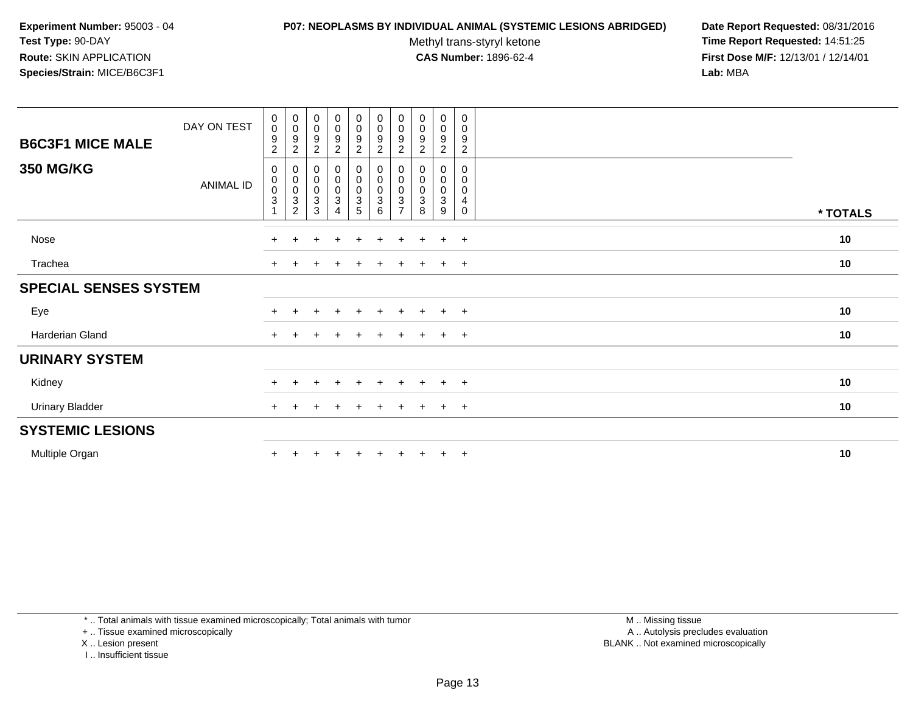**Experiment Number:** 95003 - 04
**Test Type:** 90-DAY
**Route:** SKIN APPLICATION
**Species/Strain:** MICE/B6C3F1

**P07: NEOPLASMS BY INDIVIDUAL ANIMAL (SYSTEMIC LESIONS ABRIDGED)**
Methyl trans-styryl ketone
**CAS Number:** 1896-62-4

**Date Report Requested:** 08/31/2016
**Time Report Requested:** 14:51:25
**First Dose M/F:** 12/13/01 / 12/14/01
**Lab:** MBA

| B6C3F1 MICE MALE 350 MG/KG | | | | | | | | | | | |
|---|---|---|---|---|---|---|---|---|---|---|---|
| DAY ON TEST | 0092 | 0092 | 0092 | 0092 | 0092 | 0092 | 0092 | 0092 | 0092 | 0092 | |
| ANIMAL ID | 00031 | 00032 | 00033 | 00034 | 00035 | 00036 | 00037 | 00038 | 00039 | 00040 | * TOTALS |
| Nose | + | + | + | + | + | + | + | + | + | + | 10 |
| Trachea | + | + | + | + | + | + | + | + | + | + | 10 |
| **SPECIAL SENSES SYSTEM** | | | | | | | | | | | |
| Eye | + | + | + | + | + | + | + | + | + | + | 10 |
| Harderian Gland | + | + | + | + | + | + | + | + | + | + | 10 |
| **URINARY SYSTEM** | | | | | | | | | | | |
| Kidney | + | + | + | + | + | + | + | + | + | + | 10 |
| Urinary Bladder | + | + | + | + | + | + | + | + | + | + | 10 |
| **SYSTEMIC LESIONS** | | | | | | | | | | | |
| Multiple Organ | + | + | + | + | + | + | + | + | + | + | 10 |

* .. Total animals with tissue examined microscopically; Total animals with tumor
+ .. Tissue examined microscopically
X .. Lesion present
I .. Insufficient tissue

M .. Missing tissue
A .. Autolysis precludes evaluation
BLANK .. Not examined microscopically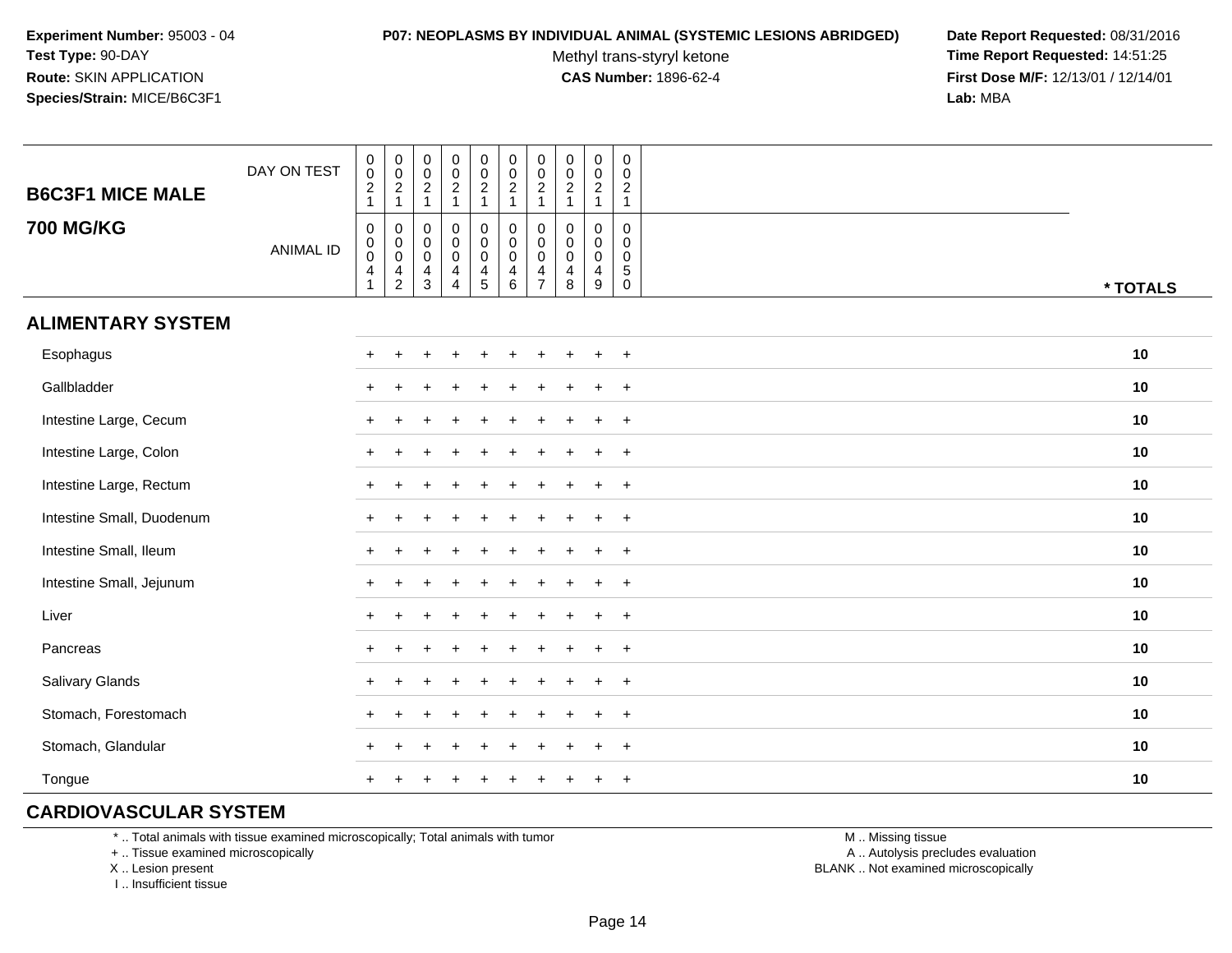**Experiment Number:** 95003 - 04
**Test Type:** 90-DAY
**Route:** SKIN APPLICATION
**Species/Strain:** MICE/B6C3F1

**P07: NEOPLASMS BY INDIVIDUAL ANIMAL (SYSTEMIC LESIONS ABRIDGED)**
Methyl trans-styryl ketone
**CAS Number:** 1896-62-4

**Date Report Requested:** 08/31/2016
**Time Report Requested:** 14:51:25
**First Dose M/F:** 12/13/01 / 12/14/01
**Lab:** MBA

| B6C3F1 MICE MALE 700 MG/KG | | | | | | | | | | | |
|---|---|---|---|---|---|---|---|---|---|---|---|
| DAY ON TEST | 0021 | 0021 | 0021 | 0021 | 0021 | 0021 | 0021 | 0021 | 0021 | 0021 | |
| ANIMAL ID | 00041 | 00042 | 00043 | 00044 | 00045 | 00046 | 00047 | 00048 | 00049 | 00050 | * TOTALS |
| **ALIMENTARY SYSTEM** | | | | | | | | | | | |
| Esophagus | + | + | + | + | + | + | + | + | + | + | 10 |
| Gallbladder | + | + | + | + | + | + | + | + | + | + | 10 |
| Intestine Large, Cecum | + | + | + | + | + | + | + | + | + | + | 10 |
| Intestine Large, Colon | + | + | + | + | + | + | + | + | + | + | 10 |
| Intestine Large, Rectum | + | + | + | + | + | + | + | + | + | + | 10 |
| Intestine Small, Duodenum | + | + | + | + | + | + | + | + | + | + | 10 |
| Intestine Small, Ileum | + | + | + | + | + | + | + | + | + | + | 10 |
| Intestine Small, Jejunum | + | + | + | + | + | + | + | + | + | + | 10 |
| Liver | + | + | + | + | + | + | + | + | + | + | 10 |
| Pancreas | + | + | + | + | + | + | + | + | + | + | 10 |
| Salivary Glands | + | + | + | + | + | + | + | + | + | + | 10 |
| Stomach, Forestomach | + | + | + | + | + | + | + | + | + | + | 10 |
| Stomach, Glandular | + | + | + | + | + | + | + | + | + | + | 10 |
| Tongue | + | + | + | + | + | + | + | + | + | + | 10 |
| **CARDIOVASCULAR SYSTEM** | | | | | | | | | | | |

* .. Total animals with tissue examined microscopically; Total animals with tumor
+ .. Tissue examined microscopically
X .. Lesion present
I .. Insufficient tissue

M .. Missing tissue
A .. Autolysis precludes evaluation
BLANK .. Not examined microscopically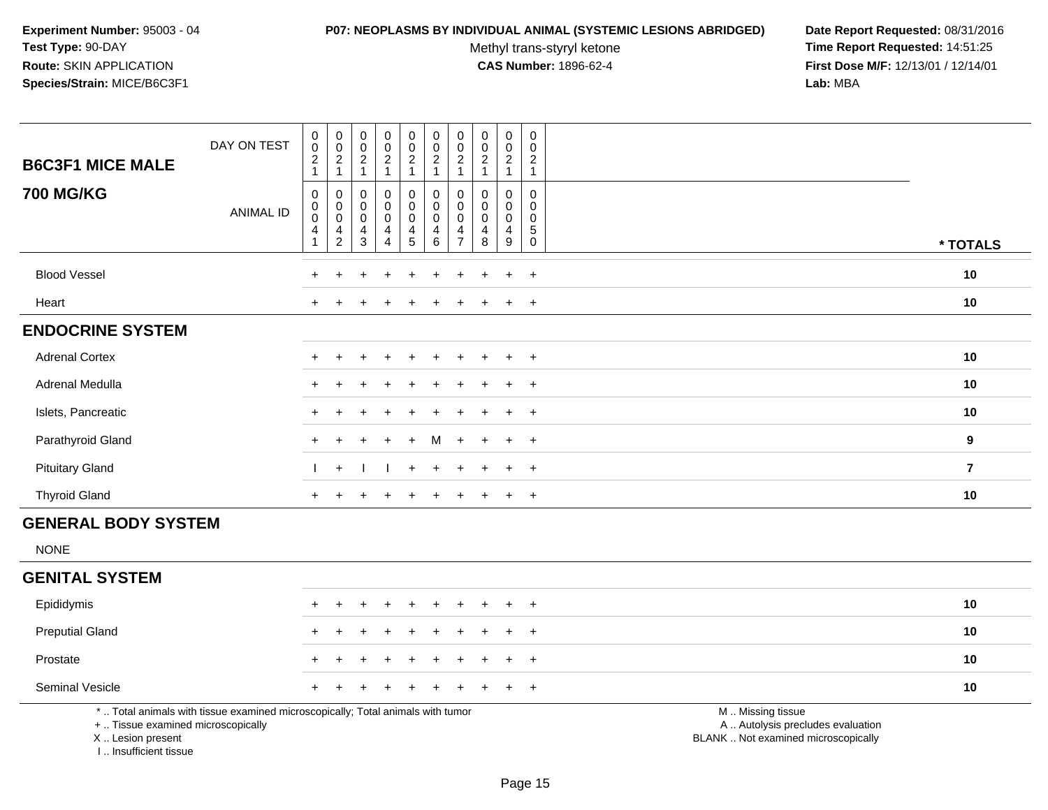**Experiment Number:** 95003 - 04
**Test Type:** 90-DAY
**Route:** SKIN APPLICATION
**Species/Strain:** MICE/B6C3F1

**P07: NEOPLASMS BY INDIVIDUAL ANIMAL (SYSTEMIC LESIONS ABRIDGED)**
Methyl trans-styryl ketone
**CAS Number:** 1896-62-4

**Date Report Requested:** 08/31/2016
**Time Report Requested:** 14:51:25
**First Dose M/F:** 12/13/01 / 12/14/01
**Lab:** MBA

| **B6C3F1 MICE MALE** DAY ON TEST | 0021 | 0021 | 0021 | 0021 | 0021 | 0021 | 0021 | 0021 | 0021 | 0021 | |
|---|---|---|---|---|---|---|---|---|---|---|---|
| **700 MG/KG** ANIMAL ID | 00041 | 00042 | 00043 | 00044 | 00045 | 00046 | 00047 | 00048 | 00049 | 00050 | *** TOTALS** |
| Blood Vessel | + | + | + | + | + | + | + | + | + | + | **10** |
| Heart | + | + | + | + | + | + | + | + | + | + | **10** |
| **ENDOCRINE SYSTEM** | | | | | | | | | | | |
| Adrenal Cortex | + | + | + | + | + | + | + | + | + | + | **10** |
| Adrenal Medulla | + | + | + | + | + | + | + | + | + | + | **10** |
| Islets, Pancreatic | + | + | + | + | + | + | + | + | + | + | **10** |
| Parathyroid Gland | + | + | + | + | + | M | + | + | + | + | **9** |
| Pituitary Gland | I | + | I | I | + | + | + | + | + | + | **7** |
| Thyroid Gland | + | + | + | + | + | + | + | + | + | + | **10** |
| **GENERAL BODY SYSTEM** | | | | | | | | | | | |
| NONE | | | | | | | | | | | |
| **GENITAL SYSTEM** | | | | | | | | | | | |
| Epididymis | + | + | + | + | + | + | + | + | + | + | **10** |
| Preputial Gland | + | + | + | + | + | + | + | + | + | + | **10** |
| Prostate | + | + | + | + | + | + | + | + | + | + | **10** |
| Seminal Vesicle | + | + | + | + | + | + | + | + | + | + | **10** |

* .. Total animals with tissue examined microscopically; Total animals with tumor
+ .. Tissue examined microscopically
X .. Lesion present
I .. Insufficient tissue

M .. Missing tissue
A .. Autolysis precludes evaluation
BLANK .. Not examined microscopically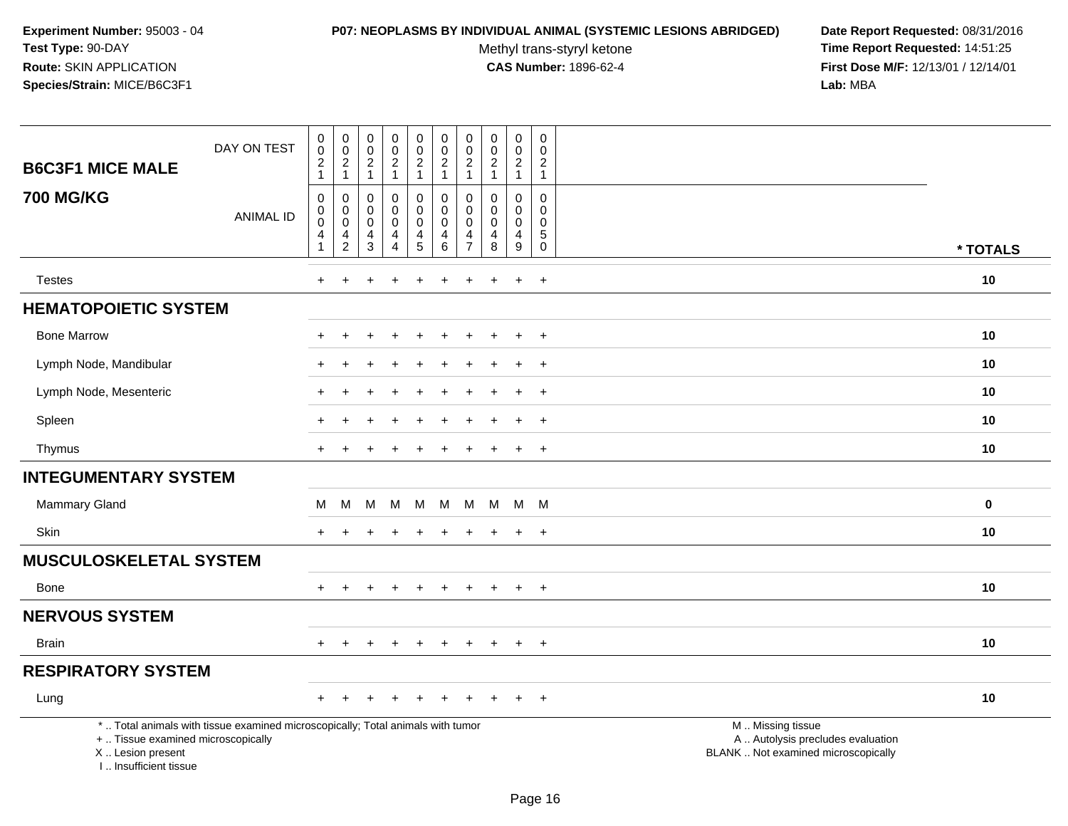**Experiment Number:** 95003 - 04
**Test Type:** 90-DAY
**Route:** SKIN APPLICATION
**Species/Strain:** MICE/B6C3F1

**P07: NEOPLASMS BY INDIVIDUAL ANIMAL (SYSTEMIC LESIONS ABRIDGED)**
Methyl trans-styryl ketone
**CAS Number:** 1896-62-4

**Date Report Requested:** 08/31/2016
**Time Report Requested:** 14:51:25
**First Dose M/F:** 12/13/01 / 12/14/01
**Lab:** MBA

| B6C3F1 MICE MALE 700 MG/KG | | | | | | | | | | | |
|---|---|---|---|---|---|---|---|---|---|---|---|
| DAY ON TEST | 0021 | 0021 | 0021 | 0021 | 0021 | 0021 | 0021 | 0021 | 0021 | 0021 | |
| ANIMAL ID | 00041 | 00042 | 00043 | 00044 | 00045 | 00046 | 00047 | 00048 | 00049 | 00050 | * TOTALS |
| Testes | + | + | + | + | + | + | + | + | + | + | 10 |
| **HEMATOPOIETIC SYSTEM** | | | | | | | | | | | |
| Bone Marrow | + | + | + | + | + | + | + | + | + | + | 10 |
| Lymph Node, Mandibular | + | + | + | + | + | + | + | + | + | + | 10 |
| Lymph Node, Mesenteric | + | + | + | + | + | + | + | + | + | + | 10 |
| Spleen | + | + | + | + | + | + | + | + | + | + | 10 |
| Thymus | + | + | + | + | + | + | + | + | + | + | 10 |
| **INTEGUMENTARY SYSTEM** | | | | | | | | | | | |
| Mammary Gland | M | M | M | M | M | M | M | M | M | M | 0 |
| Skin | + | + | + | + | + | + | + | + | + | + | 10 |
| **MUSCULOSKELETAL SYSTEM** | | | | | | | | | | | |
| Bone | + | + | + | + | + | + | + | + | + | + | 10 |
| **NERVOUS SYSTEM** | | | | | | | | | | | |
| Brain | + | + | + | + | + | + | + | + | + | + | 10 |
| **RESPIRATORY SYSTEM** | | | | | | | | | | | |
| Lung | + | + | + | + | + | + | + | + | + | + | 10 |

* .. Total animals with tissue examined microscopically; Total animals with tumor
+ .. Tissue examined microscopically
X .. Lesion present
I .. Insufficient tissue

M .. Missing tissue
A .. Autolysis precludes evaluation
BLANK .. Not examined microscopically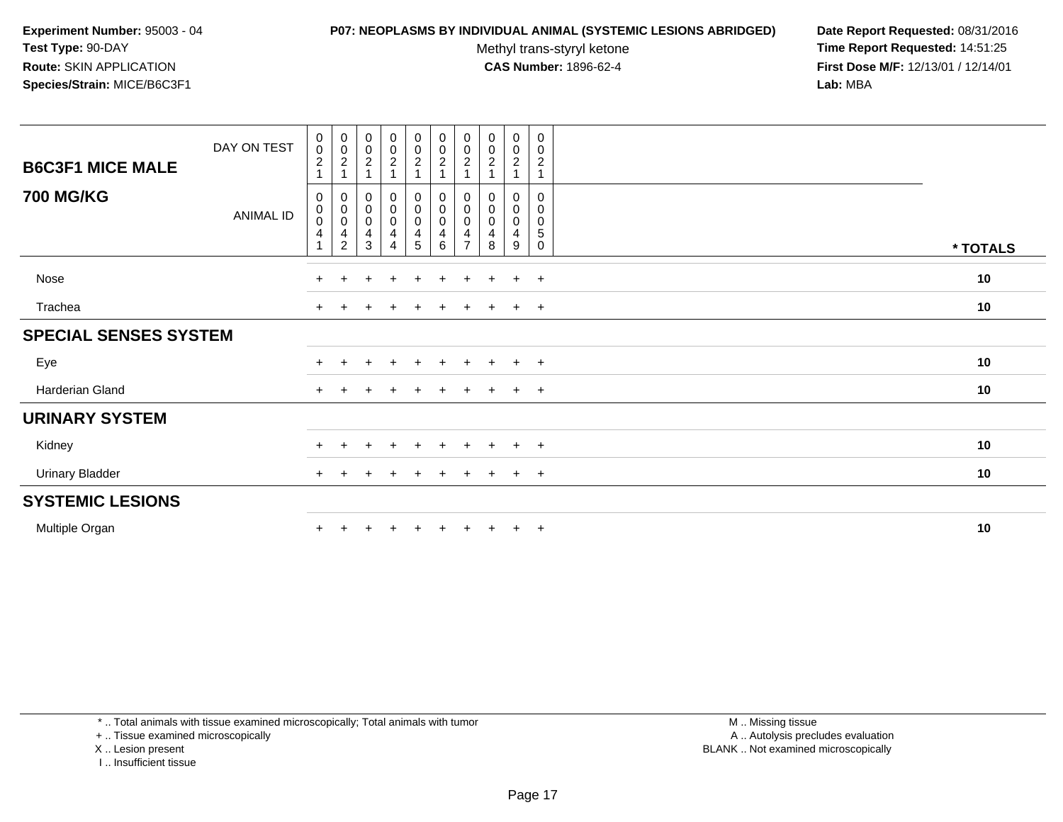**Experiment Number:** 95003 - 04
**Test Type:** 90-DAY
**Route:** SKIN APPLICATION
**Species/Strain:** MICE/B6C3F1

**P07: NEOPLASMS BY INDIVIDUAL ANIMAL (SYSTEMIC LESIONS ABRIDGED)**
Methyl trans-styryl ketone
**CAS Number:** 1896-62-4

**Date Report Requested:** 08/31/2016
**Time Report Requested:** 14:51:25
**First Dose M/F:** 12/13/01 / 12/14/01
**Lab:** MBA

| **B6C3F1 MICE MALE** DAY ON TEST | 0021 | 0021 | 0021 | 0021 | 0021 | 0021 | 0021 | 0021 | 0021 | 0021 | |
|---|---|---|---|---|---|---|---|---|---|---|---|
| **700 MG/KG** ANIMAL ID | 00041 | 00042 | 00043 | 00044 | 00045 | 00046 | 00047 | 00048 | 00049 | 00050 | *** TOTALS** |
| Nose | + | + | + | + | + | + | + | + | + | + | **10** |
| Trachea | + | + | + | + | + | + | + | + | + | + | **10** |
| **SPECIAL SENSES SYSTEM** | | | | | | | | | | | |
| Eye | + | + | + | + | + | + | + | + | + | + | **10** |
| Harderian Gland | + | + | + | + | + | + | + | + | + | + | **10** |
| **URINARY SYSTEM** | | | | | | | | | | | |
| Kidney | + | + | + | + | + | + | + | + | + | + | **10** |
| Urinary Bladder | + | + | + | + | + | + | + | + | + | + | **10** |
| **SYSTEMIC LESIONS** | | | | | | | | | | | |
| Multiple Organ | + | + | + | + | + | + | + | + | + | + | **10** |

* .. Total animals with tissue examined microscopically; Total animals with tumor
+ .. Tissue examined microscopically
X .. Lesion present
I .. Insufficient tissue

M .. Missing tissue
A .. Autolysis precludes evaluation
BLANK .. Not examined microscopically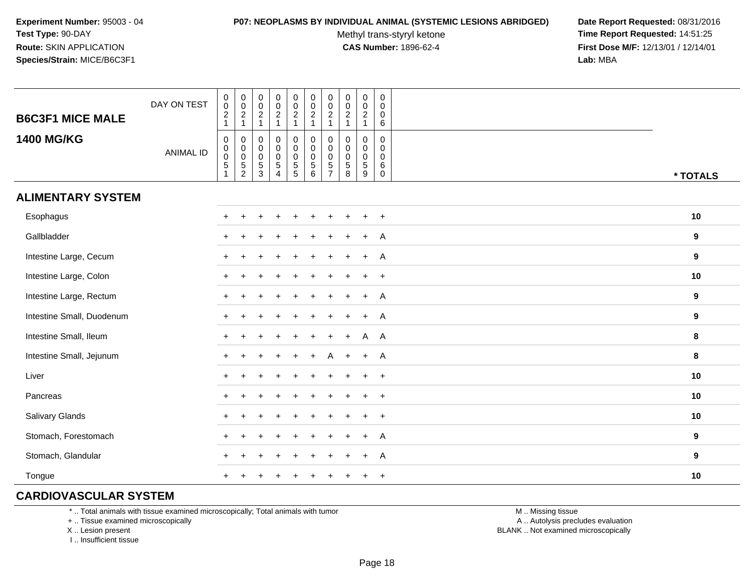**Experiment Number:** 95003 - 04
**Test Type:** 90-DAY
**Route:** SKIN APPLICATION
**Species/Strain:** MICE/B6C3F1

**P07: NEOPLASMS BY INDIVIDUAL ANIMAL (SYSTEMIC LESIONS ABRIDGED)**
Methyl trans-styryl ketone
**CAS Number:** 1896-62-4

**Date Report Requested:** 08/31/2016
**Time Report Requested:** 14:51:25
**First Dose M/F:** 12/13/01 / 12/14/01
**Lab:** MBA

| B6C3F1 MICE MALE / 1400 MG/KG | | | | | | | | | | | |
|---|---|---|---|---|---|---|---|---|---|---|---|
| DAY ON TEST | 0021 | 0021 | 0021 | 0021 | 0021 | 0021 | 0021 | 0021 | 0021 | 0006 | |
| ANIMAL ID | 00051 | 00052 | 00053 | 00054 | 00055 | 00056 | 00057 | 00058 | 00059 | 00060 | * TOTALS |
| **ALIMENTARY SYSTEM** | | | | | | | | | | | |
| Esophagus | + | + | + | + | + | + | + | + | + | + | 10 |
| Gallbladder | + | + | + | + | + | + | + | + | + | A | 9 |
| Intestine Large, Cecum | + | + | + | + | + | + | + | + | + | A | 9 |
| Intestine Large, Colon | + | + | + | + | + | + | + | + | + | + | 10 |
| Intestine Large, Rectum | + | + | + | + | + | + | + | + | + | A | 9 |
| Intestine Small, Duodenum | + | + | + | + | + | + | + | + | + | A | 9 |
| Intestine Small, Ileum | + | + | + | + | + | + | + | + | A | A | 8 |
| Intestine Small, Jejunum | + | + | + | + | + | + | A | + | + | A | 8 |
| Liver | + | + | + | + | + | + | + | + | + | + | 10 |
| Pancreas | + | + | + | + | + | + | + | + | + | + | 10 |
| Salivary Glands | + | + | + | + | + | + | + | + | + | + | 10 |
| Stomach, Forestomach | + | + | + | + | + | + | + | + | + | A | 9 |
| Stomach, Glandular | + | + | + | + | + | + | + | + | + | A | 9 |
| Tongue | + | + | + | + | + | + | + | + | + | + | 10 |
| **CARDIOVASCULAR SYSTEM** | | | | | | | | | | | |

\* .. Total animals with tissue examined microscopically; Total animals with tumor
\+ .. Tissue examined microscopically
X .. Lesion present
I .. Insufficient tissue

M .. Missing tissue
A .. Autolysis precludes evaluation
BLANK .. Not examined microscopically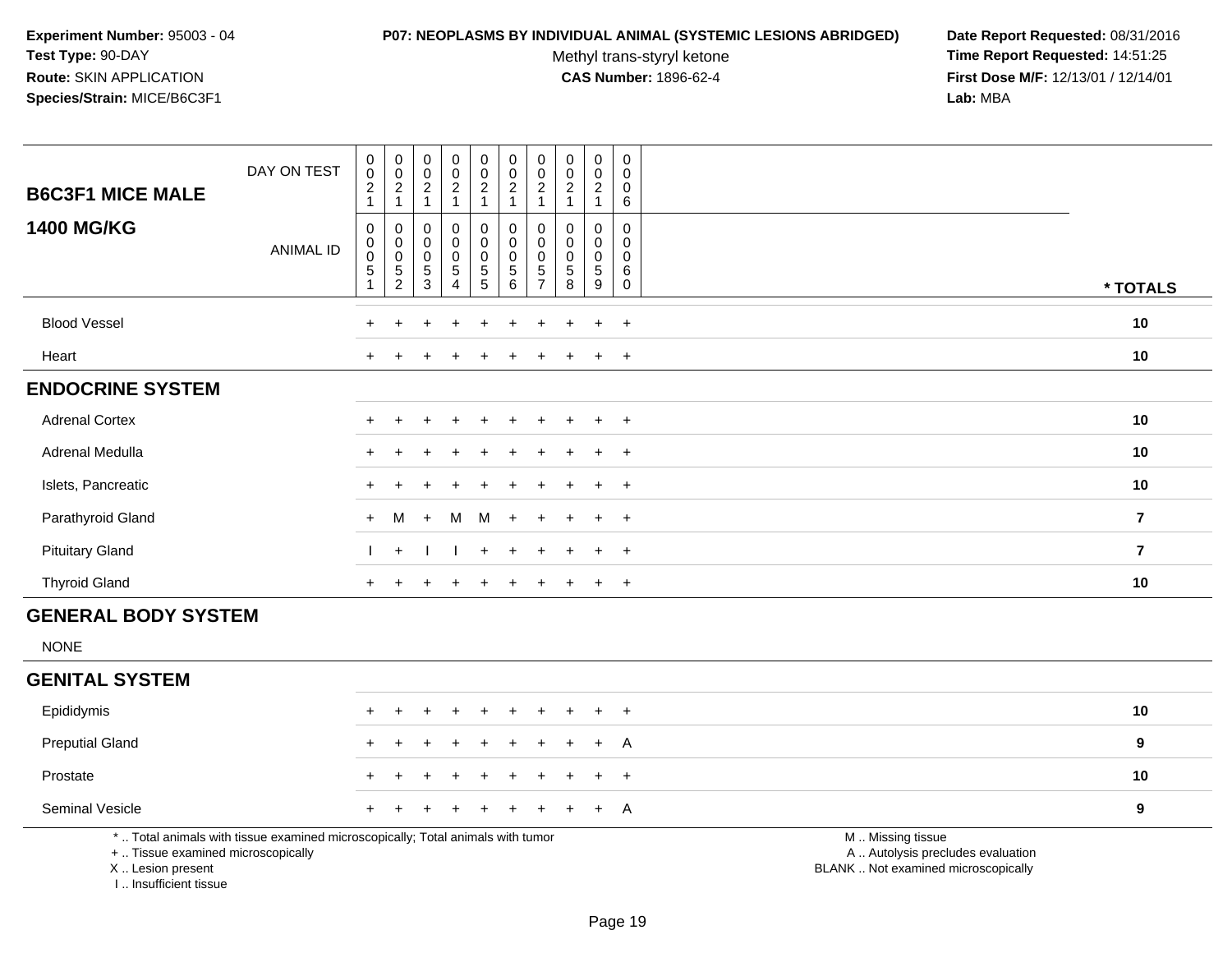**Experiment Number:** 95003 - 04
**Test Type:** 90-DAY
**Route:** SKIN APPLICATION
**Species/Strain:** MICE/B6C3F1

**P07: NEOPLASMS BY INDIVIDUAL ANIMAL (SYSTEMIC LESIONS ABRIDGED)**
Methyl trans-styryl ketone
**CAS Number:** 1896-62-4

**Date Report Requested:** 08/31/2016
**Time Report Requested:** 14:51:25
**First Dose M/F:** 12/13/01 / 12/14/01
**Lab:** MBA

| B6C3F1 MICE MALE 1400 MG/KG | | | | | | | | | | | |
|---|---|---|---|---|---|---|---|---|---|---|---|
| DAY ON TEST | 0021 | 0021 | 0021 | 0021 | 0021 | 0021 | 0021 | 0021 | 0021 | 0006 | |
| ANIMAL ID | 00051 | 00052 | 00053 | 00054 | 00055 | 00056 | 00057 | 00058 | 00059 | 00060 | * TOTALS |
| Blood Vessel | + | + | + | + | + | + | + | + | + | + | 10 |
| Heart | + | + | + | + | + | + | + | + | + | + | 10 |
| **ENDOCRINE SYSTEM** | | | | | | | | | | | |
| Adrenal Cortex | + | + | + | + | + | + | + | + | + | + | 10 |
| Adrenal Medulla | + | + | + | + | + | + | + | + | + | + | 10 |
| Islets, Pancreatic | + | + | + | + | + | + | + | + | + | + | 10 |
| Parathyroid Gland | + | M | + | M | M | + | + | + | + | + | 7 |
| Pituitary Gland | I | + | I | I | + | + | + | + | + | + | 7 |
| Thyroid Gland | + | + | + | + | + | + | + | + | + | + | 10 |
| **GENERAL BODY SYSTEM** | | | | | | | | | | | |
| NONE | | | | | | | | | | | |
| **GENITAL SYSTEM** | | | | | | | | | | | |
| Epididymis | + | + | + | + | + | + | + | + | + | + | 10 |
| Preputial Gland | + | + | + | + | + | + | + | + | + | A | 9 |
| Prostate | + | + | + | + | + | + | + | + | + | + | 10 |
| Seminal Vesicle | + | + | + | + | + | + | + | + | + | A | 9 |

* .. Total animals with tissue examined microscopically; Total animals with tumor
+ .. Tissue examined microscopically
X .. Lesion present
I .. Insufficient tissue

M .. Missing tissue
A .. Autolysis precludes evaluation
BLANK .. Not examined microscopically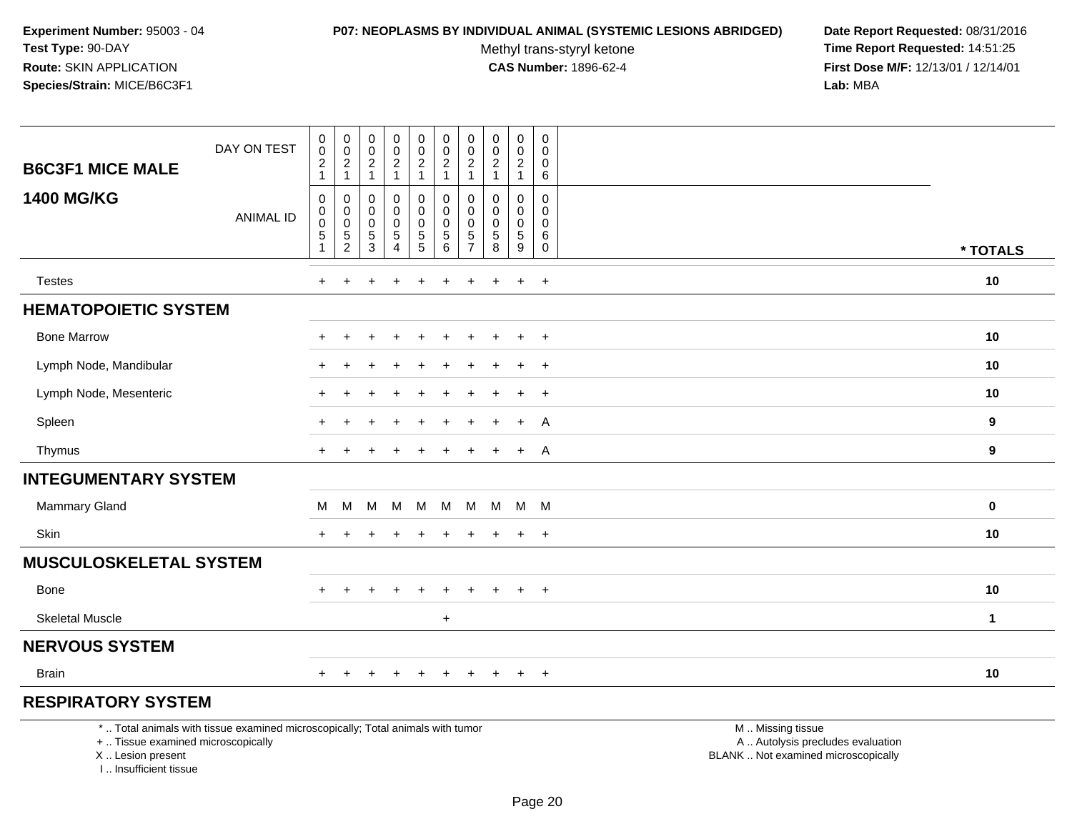**Experiment Number:** 95003 - 04
**Test Type:** 90-DAY
**Route:** SKIN APPLICATION
**Species/Strain:** MICE/B6C3F1

**P07: NEOPLASMS BY INDIVIDUAL ANIMAL (SYSTEMIC LESIONS ABRIDGED)**
Methyl trans-styryl ketone
**CAS Number:** 1896-62-4

**Date Report Requested:** 08/31/2016
**Time Report Requested:** 14:51:25
**First Dose M/F:** 12/13/01 / 12/14/01
**Lab:** MBA

| B6C3F1 MICE MALE 1400 MG/KG | DAY ON TEST | 0021 | 0021 | 0021 | 0021 | 0021 | 0021 | 0021 | 0021 | 0021 | 0006 | |
|---|---|---|---|---|---|---|---|---|---|---|---|---|
| | ANIMAL ID | 00051 | 00052 | 00053 | 00054 | 00055 | 00056 | 00057 | 00058 | 00059 | 00060 | * TOTALS |
| Testes | | + | + | + | + | + | + | + | + | + | + | 10 |
| **HEMATOPOIETIC SYSTEM** | | | | | | | | | | | | |
| Bone Marrow | | + | + | + | + | + | + | + | + | + | + | 10 |
| Lymph Node, Mandibular | | + | + | + | + | + | + | + | + | + | + | 10 |
| Lymph Node, Mesenteric | | + | + | + | + | + | + | + | + | + | + | 10 |
| Spleen | | + | + | + | + | + | + | + | + | + | A | 9 |
| Thymus | | + | + | + | + | + | + | + | + | + | A | 9 |
| **INTEGUMENTARY SYSTEM** | | | | | | | | | | | | |
| Mammary Gland | | M | M | M | M | M | M | M | M | M | M | 0 |
| Skin | | + | + | + | + | + | + | + | + | + | + | 10 |
| **MUSCULOSKELETAL SYSTEM** | | | | | | | | | | | | |
| Bone | | + | + | + | + | + | + | + | + | + | + | 10 |
| Skeletal Muscle | | | | | | | + | | | | | 1 |
| **NERVOUS SYSTEM** | | | | | | | | | | | | |
| Brain | | + | + | + | + | + | + | + | + | + | + | 10 |
| **RESPIRATORY SYSTEM** | | | | | | | | | | | | |

* .. Total animals with tissue examined microscopically; Total animals with tumor
+ .. Tissue examined microscopically
X .. Lesion present
I .. Insufficient tissue

M .. Missing tissue
A .. Autolysis precludes evaluation
BLANK .. Not examined microscopically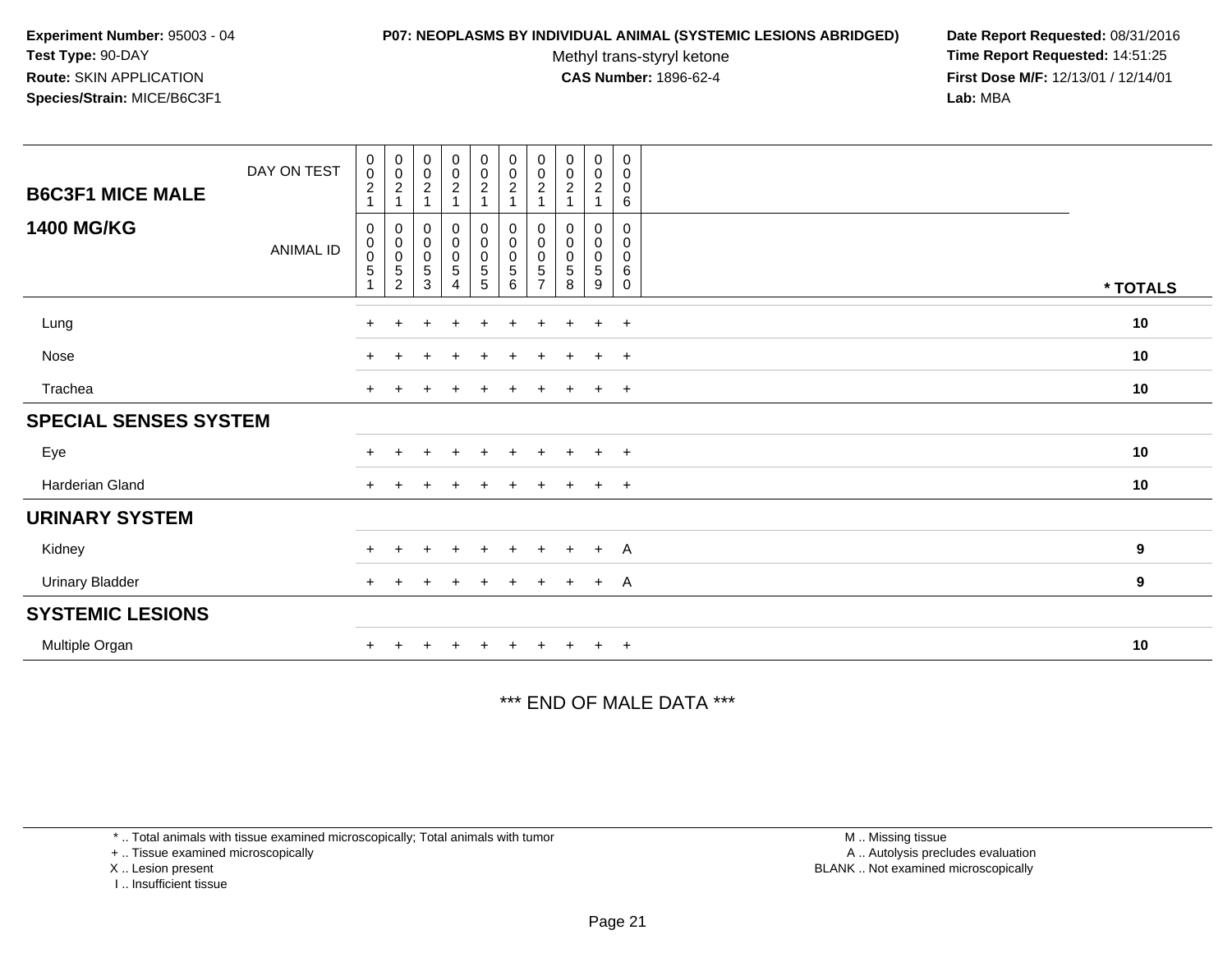**Experiment Number:** 95003 - 04
**Test Type:** 90-DAY
**Route:** SKIN APPLICATION
**Species/Strain:** MICE/B6C3F1

**P07: NEOPLASMS BY INDIVIDUAL ANIMAL (SYSTEMIC LESIONS ABRIDGED)**
Methyl trans-styryl ketone
**CAS Number:** 1896-62-4

**Date Report Requested:** 08/31/2016
**Time Report Requested:** 14:51:25
**First Dose M/F:** 12/13/01 / 12/14/01
**Lab:** MBA

| B6C3F1 MICE MALE 1400 MG/KG | | | | | | | | | | | |
|---|---|---|---|---|---|---|---|---|---|---|---|
| DAY ON TEST | 0021 | 0021 | 0021 | 0021 | 0021 | 0021 | 0021 | 0021 | 0021 | 0006 | |
| ANIMAL ID | 00051 | 00052 | 00053 | 00054 | 00055 | 00056 | 00057 | 00058 | 00059 | 00060 | * TOTALS |
| Lung | + | + | + | + | + | + | + | + | + | + | 10 |
| Nose | + | + | + | + | + | + | + | + | + | + | 10 |
| Trachea | + | + | + | + | + | + | + | + | + | + | 10 |
| **SPECIAL SENSES SYSTEM** | | | | | | | | | | | |
| Eye | + | + | + | + | + | + | + | + | + | + | 10 |
| Harderian Gland | + | + | + | + | + | + | + | + | + | + | 10 |
| **URINARY SYSTEM** | | | | | | | | | | | |
| Kidney | + | + | + | + | + | + | + | + | + | A | 9 |
| Urinary Bladder | + | + | + | + | + | + | + | + | + | A | 9 |
| **SYSTEMIC LESIONS** | | | | | | | | | | | |
| Multiple Organ | + | + | + | + | + | + | + | + | + | + | 10 |

*** END OF MALE DATA ***

* .. Total animals with tissue examined microscopically; Total animals with tumor
+ .. Tissue examined microscopically
X .. Lesion present
I .. Insufficient tissue

M .. Missing tissue
A .. Autolysis precludes evaluation
BLANK .. Not examined microscopically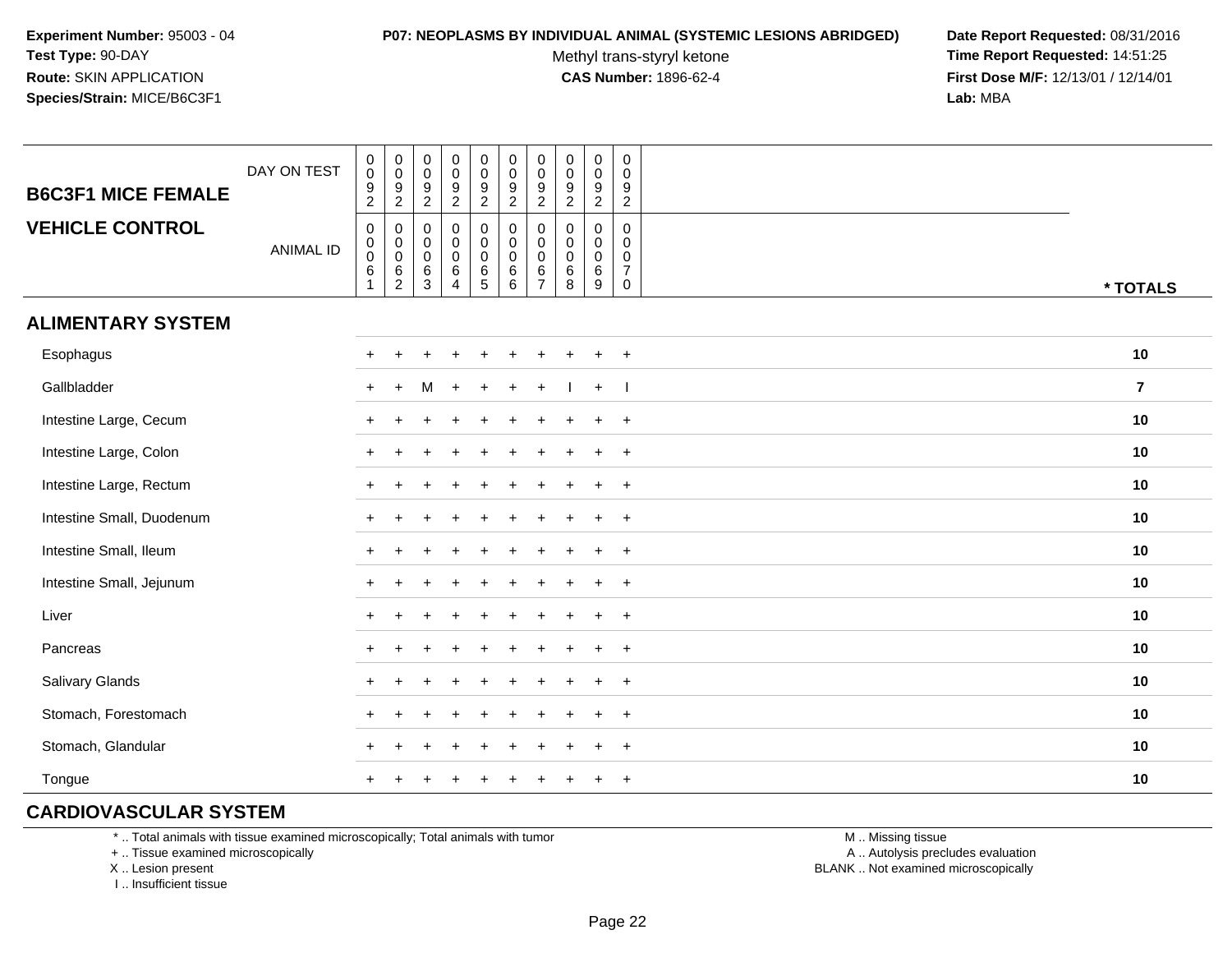**Experiment Number:** 95003 - 04
**Test Type:** 90-DAY
**Route:** SKIN APPLICATION
**Species/Strain:** MICE/B6C3F1

**P07: NEOPLASMS BY INDIVIDUAL ANIMAL (SYSTEMIC LESIONS ABRIDGED)**
Methyl trans-styryl ketone
**CAS Number:** 1896-62-4

**Date Report Requested:** 08/31/2016
**Time Report Requested:** 14:51:25
**First Dose M/F:** 12/13/01 / 12/14/01
**Lab:** MBA

## B6C3F1 MICE FEMALE

## VEHICLE CONTROL

| DAY ON TEST | 0092 | 0092 | 0092 | 0092 | 0092 | 0092 | 0092 | 0092 | 0092 | 0092 | |
|---|---|---|---|---|---|---|---|---|---|---|---|
| ANIMAL ID | 00061 | 00062 | 00063 | 00064 | 00065 | 00066 | 00067 | 00068 | 00069 | 00070 | * TOTALS |
| **ALIMENTARY SYSTEM** | | | | | | | | | | | |
| Esophagus | + | + | + | + | + | + | + | + | + | + | 10 |
| Gallbladder | + | + | M | + | + | + | + | I | + | I | 7 |
| Intestine Large, Cecum | + | + | + | + | + | + | + | + | + | + | 10 |
| Intestine Large, Colon | + | + | + | + | + | + | + | + | + | + | 10 |
| Intestine Large, Rectum | + | + | + | + | + | + | + | + | + | + | 10 |
| Intestine Small, Duodenum | + | + | + | + | + | + | + | + | + | + | 10 |
| Intestine Small, Ileum | + | + | + | + | + | + | + | + | + | + | 10 |
| Intestine Small, Jejunum | + | + | + | + | + | + | + | + | + | + | 10 |
| Liver | + | + | + | + | + | + | + | + | + | + | 10 |
| Pancreas | + | + | + | + | + | + | + | + | + | + | 10 |
| Salivary Glands | + | + | + | + | + | + | + | + | + | + | 10 |
| Stomach, Forestomach | + | + | + | + | + | + | + | + | + | + | 10 |
| Stomach, Glandular | + | + | + | + | + | + | + | + | + | + | 10 |
| Tongue | + | + | + | + | + | + | + | + | + | + | 10 |

## CARDIOVASCULAR SYSTEM

\* .. Total animals with tissue examined microscopically; Total animals with tumor
\+ .. Tissue examined microscopically
X .. Lesion present
I .. Insufficient tissue

M .. Missing tissue
A .. Autolysis precludes evaluation
BLANK .. Not examined microscopically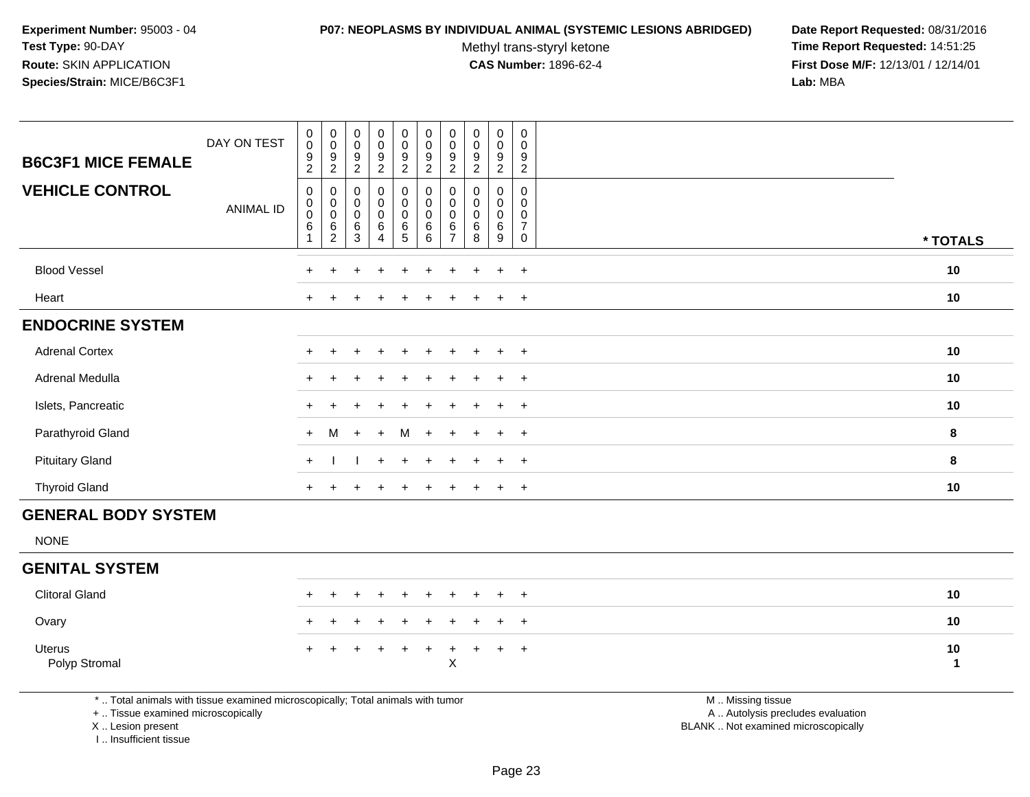**Experiment Number:** 95003 - 04
**Test Type:** 90-DAY
**Route:** SKIN APPLICATION
**Species/Strain:** MICE/B6C3F1

**P07: NEOPLASMS BY INDIVIDUAL ANIMAL (SYSTEMIC LESIONS ABRIDGED)**
Methyl trans-styryl ketone
**CAS Number:** 1896-62-4

**Date Report Requested:** 08/31/2016
**Time Report Requested:** 14:51:25
**First Dose M/F:** 12/13/01 / 12/14/01
**Lab:** MBA

| B6C3F1 MICE FEMALE — VEHICLE CONTROL | | | | | | | | | | | |
|---|---|---|---|---|---|---|---|---|---|---|---|
| DAY ON TEST | 0092 | 0092 | 0092 | 0092 | 0092 | 0092 | 0092 | 0092 | 0092 | 0092 | |
| ANIMAL ID | 00061 | 00062 | 00063 | 00064 | 00065 | 00066 | 00067 | 00068 | 00069 | 00070 | * TOTALS |
| Blood Vessel | + | + | + | + | + | + | + | + | + | + | 10 |
| Heart | + | + | + | + | + | + | + | + | + | + | 10 |
| **ENDOCRINE SYSTEM** | | | | | | | | | | | |
| Adrenal Cortex | + | + | + | + | + | + | + | + | + | + | 10 |
| Adrenal Medulla | + | + | + | + | + | + | + | + | + | + | 10 |
| Islets, Pancreatic | + | + | + | + | + | + | + | + | + | + | 10 |
| Parathyroid Gland | + | M | + | + | M | + | + | + | + | + | 8 |
| Pituitary Gland | + | I | I | + | + | + | + | + | + | + | 8 |
| Thyroid Gland | + | + | + | + | + | + | + | + | + | + | 10 |
| **GENERAL BODY SYSTEM** | | | | | | | | | | | |
| NONE | | | | | | | | | | | |
| **GENITAL SYSTEM** | | | | | | | | | | | |
| Clitoral Gland | + | + | + | + | + | + | + | + | + | + | 10 |
| Ovary | + | + | + | + | + | + | + | + | + | + | 10 |
| Uterus | + | + | + | + | + | + | + | + | + | + | 10 |
| Polyp Stromal | | | | | | | X | | | | 1 |

\* .. Total animals with tissue examined microscopically; Total animals with tumor
\+ .. Tissue examined microscopically
X .. Lesion present
I .. Insufficient tissue

M .. Missing tissue
A .. Autolysis precludes evaluation
BLANK .. Not examined microscopically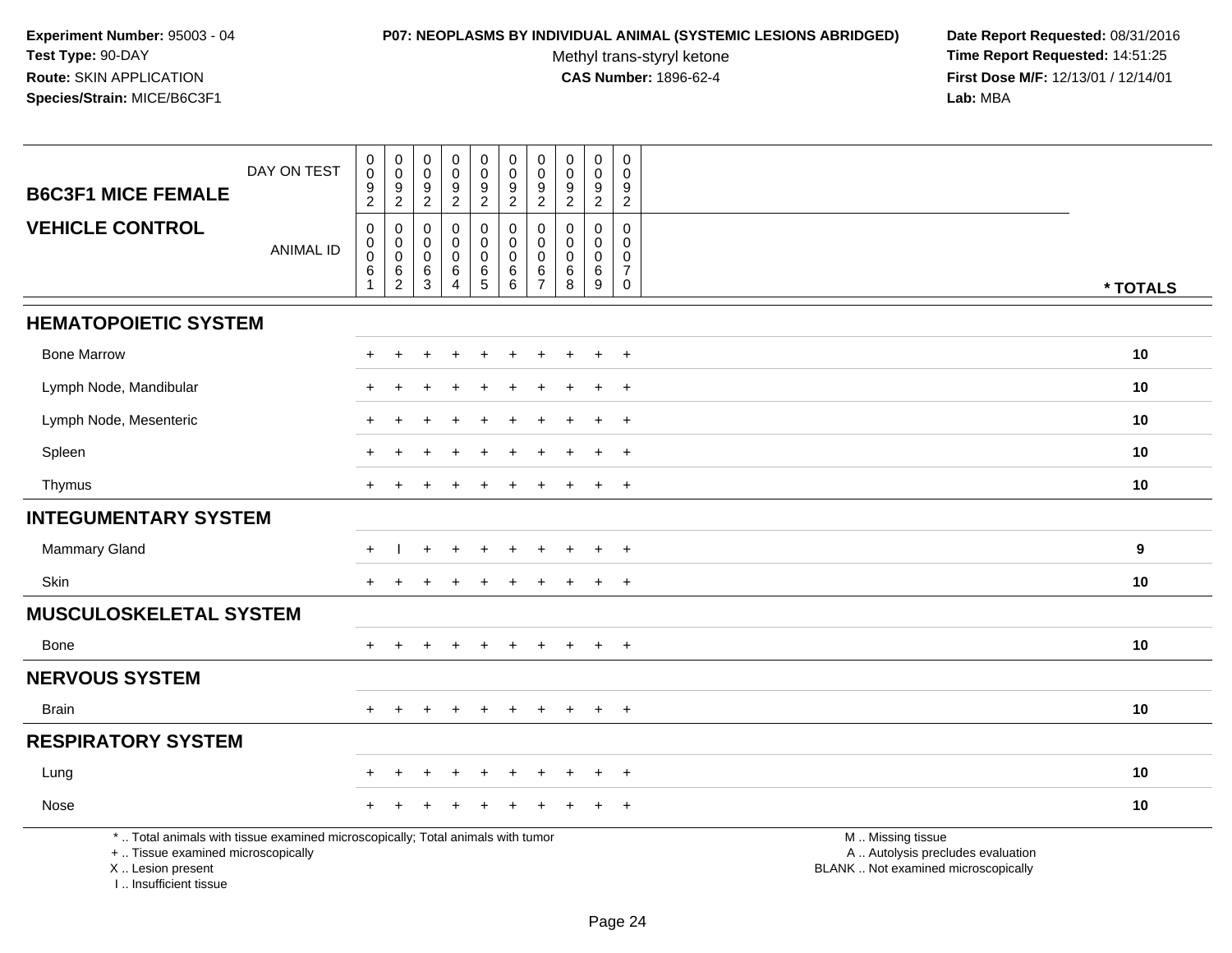**Experiment Number:** 95003 - 04
**Test Type:** 90-DAY
**Route:** SKIN APPLICATION
**Species/Strain:** MICE/B6C3F1

**P07: NEOPLASMS BY INDIVIDUAL ANIMAL (SYSTEMIC LESIONS ABRIDGED)**
Methyl trans-styryl ketone
**CAS Number:** 1896-62-4

**Date Report Requested:** 08/31/2016
**Time Report Requested:** 14:51:25
**First Dose M/F:** 12/13/01 / 12/14/01
**Lab:** MBA

| B6C3F1 MICE FEMALE — VEHICLE CONTROL | | | | | | | | | | | |
|---|---|---|---|---|---|---|---|---|---|---|---|
| DAY ON TEST | 0092 | 0092 | 0092 | 0092 | 0092 | 0092 | 0092 | 0092 | 0092 | 0092 | |
| ANIMAL ID | 00061 | 00062 | 00063 | 00064 | 00065 | 00066 | 00067 | 00068 | 00069 | 00070 | * TOTALS |
| **HEMATOPOIETIC SYSTEM** | | | | | | | | | | | |
| Bone Marrow | + | + | + | + | + | + | + | + | + | + | 10 |
| Lymph Node, Mandibular | + | + | + | + | + | + | + | + | + | + | 10 |
| Lymph Node, Mesenteric | + | + | + | + | + | + | + | + | + | + | 10 |
| Spleen | + | + | + | + | + | + | + | + | + | + | 10 |
| Thymus | + | + | + | + | + | + | + | + | + | + | 10 |
| **INTEGUMENTARY SYSTEM** | | | | | | | | | | | |
| Mammary Gland | + | I | + | + | + | + | + | + | + | + | 9 |
| Skin | + | + | + | + | + | + | + | + | + | + | 10 |
| **MUSCULOSKELETAL SYSTEM** | | | | | | | | | | | |
| Bone | + | + | + | + | + | + | + | + | + | + | 10 |
| **NERVOUS SYSTEM** | | | | | | | | | | | |
| Brain | + | + | + | + | + | + | + | + | + | + | 10 |
| **RESPIRATORY SYSTEM** | | | | | | | | | | | |
| Lung | + | + | + | + | + | + | + | + | + | + | 10 |
| Nose | + | + | + | + | + | + | + | + | + | + | 10 |

\* .. Total animals with tissue examined microscopically; Total animals with tumor
+ .. Tissue examined microscopically
X .. Lesion present
I .. Insufficient tissue

M .. Missing tissue
A .. Autolysis precludes evaluation
BLANK .. Not examined microscopically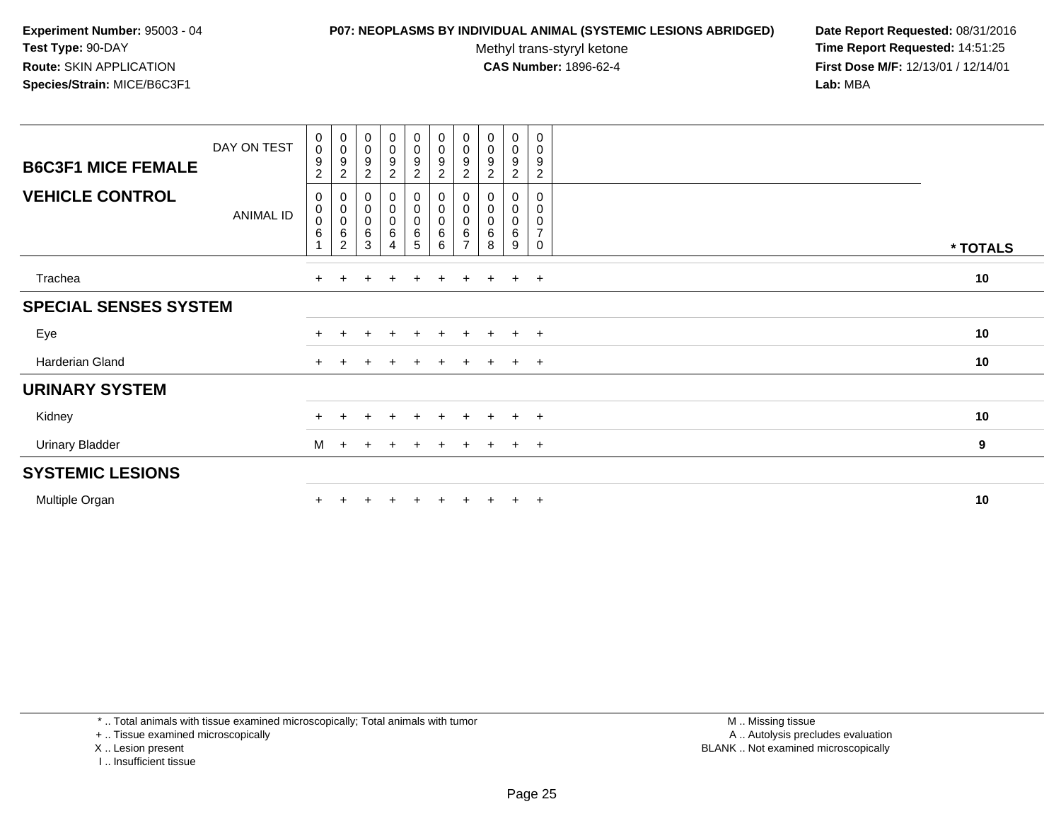**Experiment Number:** 95003 - 04
**Test Type:** 90-DAY
**Route:** SKIN APPLICATION
**Species/Strain:** MICE/B6C3F1

**P07: NEOPLASMS BY INDIVIDUAL ANIMAL (SYSTEMIC LESIONS ABRIDGED)**
Methyl trans-styryl ketone
**CAS Number:** 1896-62-4

**Date Report Requested:** 08/31/2016
**Time Report Requested:** 14:51:25
**First Dose M/F:** 12/13/01 / 12/14/01
**Lab:** MBA

| **B6C3F1 MICE FEMALE** DAY ON TEST | 0092 | 0092 | 0092 | 0092 | 0092 | 0092 | 0092 | 0092 | 0092 | 0092 | |
|---|---|---|---|---|---|---|---|---|---|---|---|
| **VEHICLE CONTROL** ANIMAL ID | 00061 | 00062 | 00063 | 00064 | 00065 | 00066 | 00067 | 00068 | 00069 | 00070 | *** TOTALS** |
| Trachea | + | + | + | + | + | + | + | + | + | + | **10** |
| **SPECIAL SENSES SYSTEM** | | | | | | | | | | | |
| Eye | + | + | + | + | + | + | + | + | + | + | **10** |
| Harderian Gland | + | + | + | + | + | + | + | + | + | + | **10** |
| **URINARY SYSTEM** | | | | | | | | | | | |
| Kidney | + | + | + | + | + | + | + | + | + | + | **10** |
| Urinary Bladder | M | + | + | + | + | + | + | + | + | + | **9** |
| **SYSTEMIC LESIONS** | | | | | | | | | | | |
| Multiple Organ | + | + | + | + | + | + | + | + | + | + | **10** |

* .. Total animals with tissue examined microscopically; Total animals with tumor
+ .. Tissue examined microscopically
X .. Lesion present
I .. Insufficient tissue

M .. Missing tissue
A .. Autolysis precludes evaluation
BLANK .. Not examined microscopically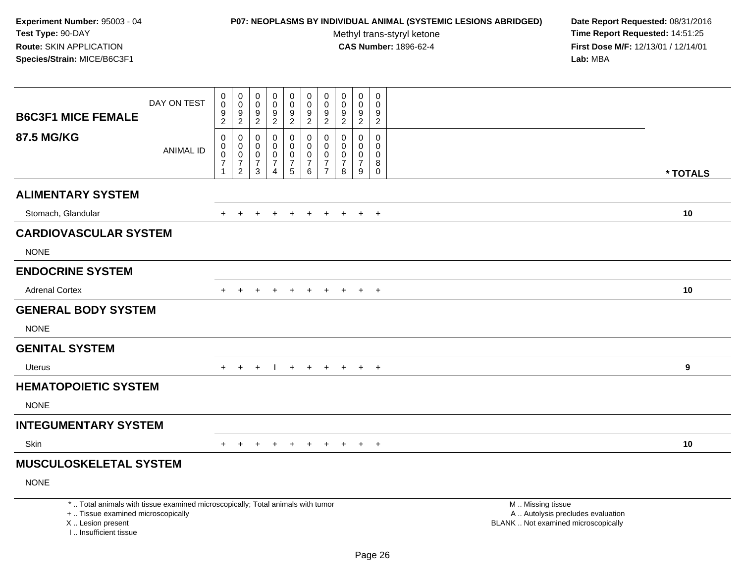**Experiment Number:** 95003 - 04
**Test Type:** 90-DAY
**Route:** SKIN APPLICATION
**Species/Strain:** MICE/B6C3F1

**P07: NEOPLASMS BY INDIVIDUAL ANIMAL (SYSTEMIC LESIONS ABRIDGED)**
Methyl trans-styryl ketone
**CAS Number:** 1896-62-4

**Date Report Requested:** 08/31/2016
**Time Report Requested:** 14:51:25
**First Dose M/F:** 12/13/01 / 12/14/01
**Lab:** MBA

| B6C3F1 MICE FEMALE 87.5 MG/KG | | | | | | | | | | | |
|---|---|---|---|---|---|---|---|---|---|---|---|
| DAY ON TEST | 0092 | 0092 | 0092 | 0092 | 0092 | 0092 | 0092 | 0092 | 0092 | 0092 | |
| ANIMAL ID | 00071 | 00072 | 00073 | 00074 | 00075 | 00076 | 00077 | 00078 | 00079 | 00080 | * TOTALS |
| **ALIMENTARY SYSTEM** | | | | | | | | | | | |
| Stomach, Glandular | + | + | + | + | + | + | + | + | + | + | 10 |
| **CARDIOVASCULAR SYSTEM** | | | | | | | | | | | |
| NONE | | | | | | | | | | | |
| **ENDOCRINE SYSTEM** | | | | | | | | | | | |
| Adrenal Cortex | + | + | + | + | + | + | + | + | + | + | 10 |
| **GENERAL BODY SYSTEM** | | | | | | | | | | | |
| NONE | | | | | | | | | | | |
| **GENITAL SYSTEM** | | | | | | | | | | | |
| Uterus | + | + | + | I | + | + | + | + | + | + | 9 |
| **HEMATOPOIETIC SYSTEM** | | | | | | | | | | | |
| NONE | | | | | | | | | | | |
| **INTEGUMENTARY SYSTEM** | | | | | | | | | | | |
| Skin | + | + | + | + | + | + | + | + | + | + | 10 |
| **MUSCULOSKELETAL SYSTEM** | | | | | | | | | | | |
| NONE | | | | | | | | | | | |

* .. Total animals with tissue examined microscopically; Total animals with tumor
+ .. Tissue examined microscopically
X .. Lesion present
I .. Insufficient tissue

M .. Missing tissue
A .. Autolysis precludes evaluation
BLANK .. Not examined microscopically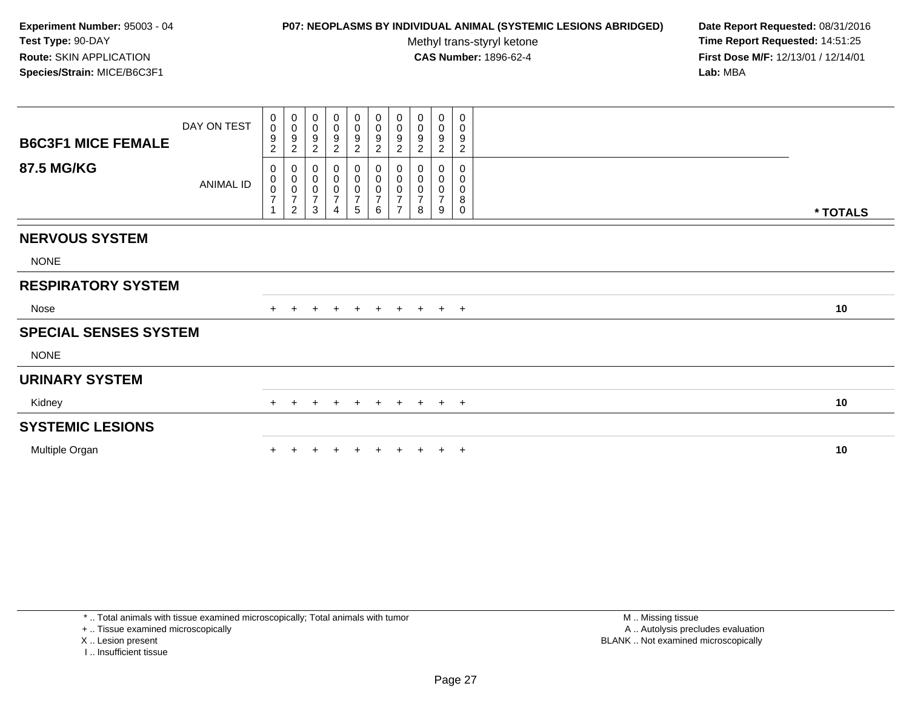**Experiment Number:** 95003 - 04
**Test Type:** 90-DAY
**Route:** SKIN APPLICATION
**Species/Strain:** MICE/B6C3F1

**P07: NEOPLASMS BY INDIVIDUAL ANIMAL (SYSTEMIC LESIONS ABRIDGED)**
Methyl trans-styryl ketone
**CAS Number:** 1896-62-4

**Date Report Requested:** 08/31/2016
**Time Report Requested:** 14:51:25
**First Dose M/F:** 12/13/01 / 12/14/01
**Lab:** MBA

| B6C3F1 MICE FEMALE 87.5 MG/KG | | | | | | | | | | | |
|---|---|---|---|---|---|---|---|---|---|---|---|
| DAY ON TEST | 0092 | 0092 | 0092 | 0092 | 0092 | 0092 | 0092 | 0092 | 0092 | 0092 | |
| ANIMAL ID | 00071 | 00072 | 00073 | 00074 | 00075 | 00076 | 00077 | 00078 | 00079 | 00080 | * TOTALS |
| **NERVOUS SYSTEM** | | | | | | | | | | | |
| NONE | | | | | | | | | | | |
| **RESPIRATORY SYSTEM** | | | | | | | | | | | |
| Nose | + | + | + | + | + | + | + | + | + | + | 10 |
| **SPECIAL SENSES SYSTEM** | | | | | | | | | | | |
| NONE | | | | | | | | | | | |
| **URINARY SYSTEM** | | | | | | | | | | | |
| Kidney | + | + | + | + | + | + | + | + | + | + | 10 |
| **SYSTEMIC LESIONS** | | | | | | | | | | | |
| Multiple Organ | + | + | + | + | + | + | + | + | + | + | 10 |

\* .. Total animals with tissue examined microscopically; Total animals with tumor
\+ .. Tissue examined microscopically
X .. Lesion present
I .. Insufficient tissue

M .. Missing tissue
A .. Autolysis precludes evaluation
BLANK .. Not examined microscopically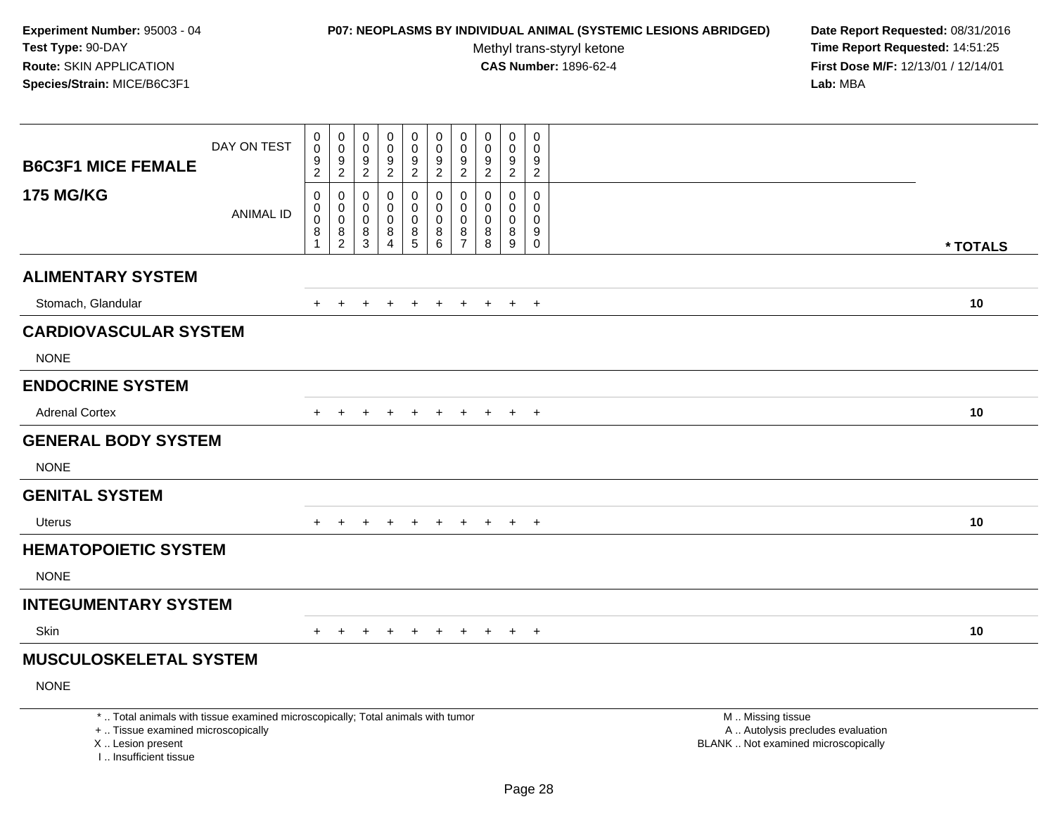**Experiment Number:** 95003 - 04
**Test Type:** 90-DAY
**Route:** SKIN APPLICATION
**Species/Strain:** MICE/B6C3F1

**P07: NEOPLASMS BY INDIVIDUAL ANIMAL (SYSTEMIC LESIONS ABRIDGED)**
Methyl trans-styryl ketone
**CAS Number:** 1896-62-4

**Date Report Requested:** 08/31/2016
**Time Report Requested:** 14:51:25
**First Dose M/F:** 12/13/01 / 12/14/01
**Lab:** MBA

| B6C3F1 MICE FEMALE 175 MG/KG | | | | | | | | | | | |
|---|---|---|---|---|---|---|---|---|---|---|---|
| DAY ON TEST | 0092 | 0092 | 0092 | 0092 | 0092 | 0092 | 0092 | 0092 | 0092 | 0092 | |
| ANIMAL ID | 00081 | 00082 | 00083 | 00084 | 00085 | 00086 | 00087 | 00088 | 00089 | 00090 | * TOTALS |
| **ALIMENTARY SYSTEM** | | | | | | | | | | | |
| Stomach, Glandular | + | + | + | + | + | + | + | + | + | + | 10 |
| **CARDIOVASCULAR SYSTEM** | | | | | | | | | | | |
| NONE | | | | | | | | | | | |
| **ENDOCRINE SYSTEM** | | | | | | | | | | | |
| Adrenal Cortex | + | + | + | + | + | + | + | + | + | + | 10 |
| **GENERAL BODY SYSTEM** | | | | | | | | | | | |
| NONE | | | | | | | | | | | |
| **GENITAL SYSTEM** | | | | | | | | | | | |
| Uterus | + | + | + | + | + | + | + | + | + | + | 10 |
| **HEMATOPOIETIC SYSTEM** | | | | | | | | | | | |
| NONE | | | | | | | | | | | |
| **INTEGUMENTARY SYSTEM** | | | | | | | | | | | |
| Skin | + | + | + | + | + | + | + | + | + | + | 10 |
| **MUSCULOSKELETAL SYSTEM** | | | | | | | | | | | |
| NONE | | | | | | | | | | | |

* .. Total animals with tissue examined microscopically; Total animals with tumor
+ .. Tissue examined microscopically
X .. Lesion present
I .. Insufficient tissue

M .. Missing tissue
A .. Autolysis precludes evaluation
BLANK .. Not examined microscopically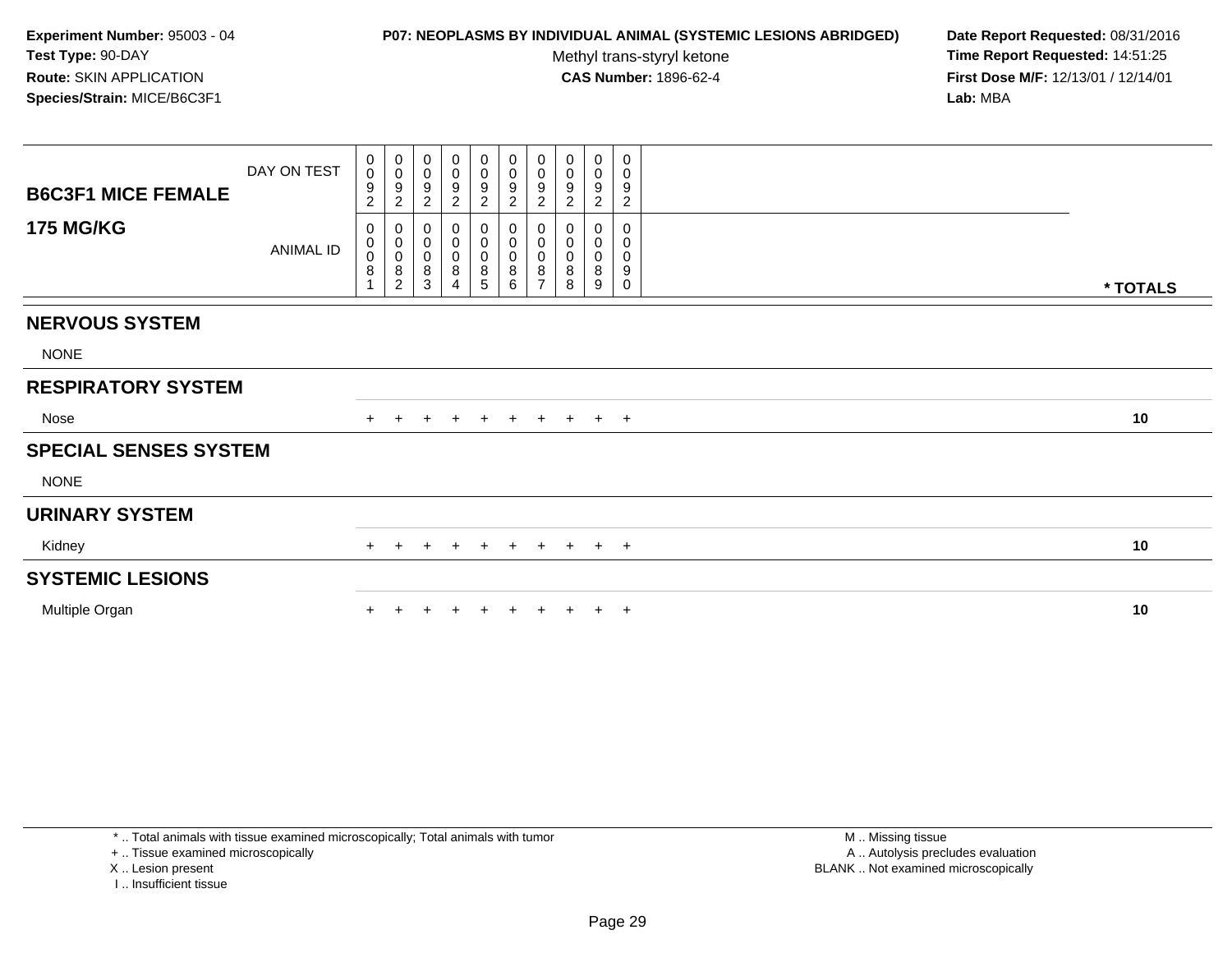**Experiment Number:** 95003 - 04
**Test Type:** 90-DAY
**Route:** SKIN APPLICATION
**Species/Strain:** MICE/B6C3F1

**P07: NEOPLASMS BY INDIVIDUAL ANIMAL (SYSTEMIC LESIONS ABRIDGED)**
Methyl trans-styryl ketone
**CAS Number:** 1896-62-4

**Date Report Requested:** 08/31/2016
**Time Report Requested:** 14:51:25
**First Dose M/F:** 12/13/01 / 12/14/01
**Lab:** MBA

| **B6C3F1 MICE FEMALE** DAY ON TEST | 0092 | 0092 | 0092 | 0092 | 0092 | 0092 | 0092 | 0092 | 0092 | 0092 | |
|---|---|---|---|---|---|---|---|---|---|---|---|
| **175 MG/KG** ANIMAL ID | 00081 | 00082 | 00083 | 00084 | 00085 | 00086 | 00087 | 00088 | 00089 | 00090 | *** TOTALS** |
| **NERVOUS SYSTEM** | | | | | | | | | | | |
| NONE | | | | | | | | | | | |
| **RESPIRATORY SYSTEM** | | | | | | | | | | | |
| Nose | + | + | + | + | + | + | + | + | + | + | **10** |
| **SPECIAL SENSES SYSTEM** | | | | | | | | | | | |
| NONE | | | | | | | | | | | |
| **URINARY SYSTEM** | | | | | | | | | | | |
| Kidney | + | + | + | + | + | + | + | + | + | + | **10** |
| **SYSTEMIC LESIONS** | | | | | | | | | | | |
| Multiple Organ | + | + | + | + | + | + | + | + | + | + | **10** |

* .. Total animals with tissue examined microscopically; Total animals with tumor
+ .. Tissue examined microscopically
X .. Lesion present
I .. Insufficient tissue

M .. Missing tissue
A .. Autolysis precludes evaluation
BLANK .. Not examined microscopically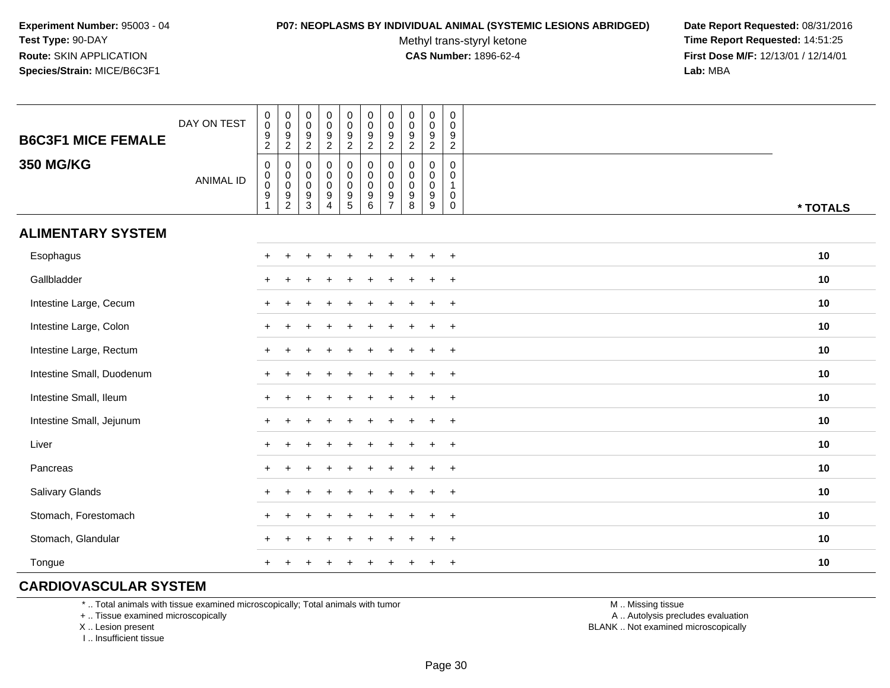**Experiment Number:** 95003 - 04
**Test Type:** 90-DAY
**Route:** SKIN APPLICATION
**Species/Strain:** MICE/B6C3F1

**P07: NEOPLASMS BY INDIVIDUAL ANIMAL (SYSTEMIC LESIONS ABRIDGED)**
Methyl trans-styryl ketone
**CAS Number:** 1896-62-4

**Date Report Requested:** 08/31/2016
**Time Report Requested:** 14:51:25
**First Dose M/F:** 12/13/01 / 12/14/01
**Lab:** MBA

## B6C3F1 MICE FEMALE

## 350 MG/KG

| DAY ON TEST | 0092 | 0092 | 0092 | 0092 | 0092 | 0092 | 0092 | 0092 | 0092 | 0092 | |
|---|---|---|---|---|---|---|---|---|---|---|---|
| ANIMAL ID | 00091 | 00092 | 00093 | 00094 | 00095 | 00096 | 00097 | 00098 | 00099 | 00100 | * TOTALS |
| **ALIMENTARY SYSTEM** | | | | | | | | | | | |
| Esophagus | + | + | + | + | + | + | + | + | + | + | 10 |
| Gallbladder | + | + | + | + | + | + | + | + | + | + | 10 |
| Intestine Large, Cecum | + | + | + | + | + | + | + | + | + | + | 10 |
| Intestine Large, Colon | + | + | + | + | + | + | + | + | + | + | 10 |
| Intestine Large, Rectum | + | + | + | + | + | + | + | + | + | + | 10 |
| Intestine Small, Duodenum | + | + | + | + | + | + | + | + | + | + | 10 |
| Intestine Small, Ileum | + | + | + | + | + | + | + | + | + | + | 10 |
| Intestine Small, Jejunum | + | + | + | + | + | + | + | + | + | + | 10 |
| Liver | + | + | + | + | + | + | + | + | + | + | 10 |
| Pancreas | + | + | + | + | + | + | + | + | + | + | 10 |
| Salivary Glands | + | + | + | + | + | + | + | + | + | + | 10 |
| Stomach, Forestomach | + | + | + | + | + | + | + | + | + | + | 10 |
| Stomach, Glandular | + | + | + | + | + | + | + | + | + | + | 10 |
| Tongue | + | + | + | + | + | + | + | + | + | + | 10 |

## CARDIOVASCULAR SYSTEM

\* .. Total animals with tissue examined microscopically; Total animals with tumor
\+ .. Tissue examined microscopically
X .. Lesion present
I .. Insufficient tissue

M .. Missing tissue
A .. Autolysis precludes evaluation
BLANK .. Not examined microscopically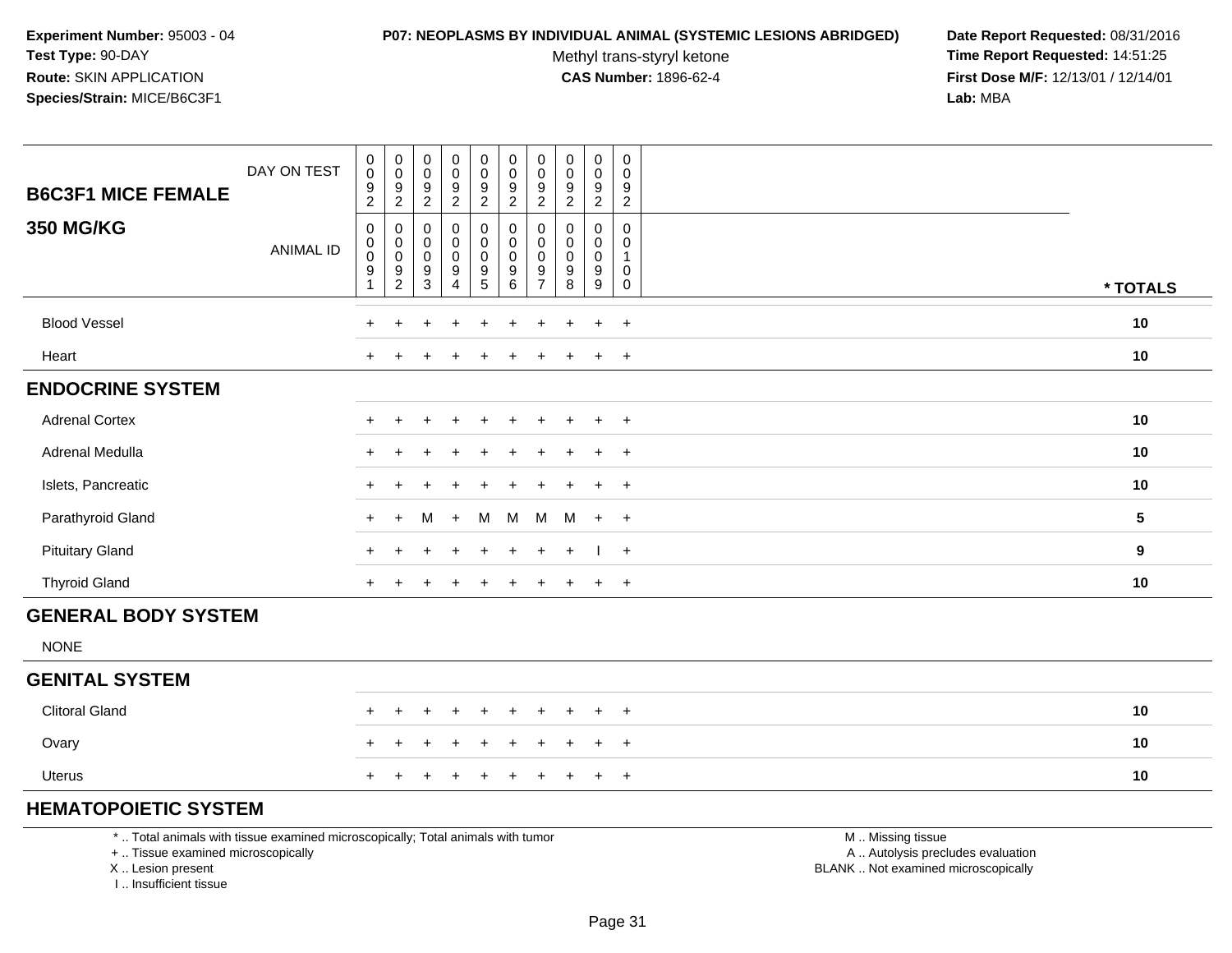**Experiment Number:** 95003 - 04
**Test Type:** 90-DAY
**Route:** SKIN APPLICATION
**Species/Strain:** MICE/B6C3F1

**P07: NEOPLASMS BY INDIVIDUAL ANIMAL (SYSTEMIC LESIONS ABRIDGED)**
Methyl trans-styryl ketone
**CAS Number:** 1896-62-4

**Date Report Requested:** 08/31/2016
**Time Report Requested:** 14:51:25
**First Dose M/F:** 12/13/01 / 12/14/01
**Lab:** MBA

| **B6C3F1 MICE FEMALE** DAY ON TEST | 0092 | 0092 | 0092 | 0092 | 0092 | 0092 | 0092 | 0092 | 0092 | 0092 | |
|---|---|---|---|---|---|---|---|---|---|---|---|
| **350 MG/KG** ANIMAL ID | 00091 | 00092 | 00093 | 00094 | 00095 | 00096 | 00097 | 00098 | 00099 | 00100 | *** TOTALS** |
| Blood Vessel | + | + | + | + | + | + | + | + | + | + | **10** |
| Heart | + | + | + | + | + | + | + | + | + | + | **10** |
| **ENDOCRINE SYSTEM** | | | | | | | | | | | |
| Adrenal Cortex | + | + | + | + | + | + | + | + | + | + | **10** |
| Adrenal Medulla | + | + | + | + | + | + | + | + | + | + | **10** |
| Islets, Pancreatic | + | + | + | + | + | + | + | + | + | + | **10** |
| Parathyroid Gland | + | + | M | + | M | M | M | M | + | + | **5** |
| Pituitary Gland | + | + | + | + | + | + | + | + | I | + | **9** |
| Thyroid Gland | + | + | + | + | + | + | + | + | + | + | **10** |
| **GENERAL BODY SYSTEM** | | | | | | | | | | | |
| NONE | | | | | | | | | | | |
| **GENITAL SYSTEM** | | | | | | | | | | | |
| Clitoral Gland | + | + | + | + | + | + | + | + | + | + | **10** |
| Ovary | + | + | + | + | + | + | + | + | + | + | **10** |
| Uterus | + | + | + | + | + | + | + | + | + | + | **10** |
| **HEMATOPOIETIC SYSTEM** | | | | | | | | | | | |

\* .. Total animals with tissue examined microscopically; Total animals with tumor
\+ .. Tissue examined microscopically
X .. Lesion present
I .. Insufficient tissue

M .. Missing tissue
A .. Autolysis precludes evaluation
BLANK .. Not examined microscopically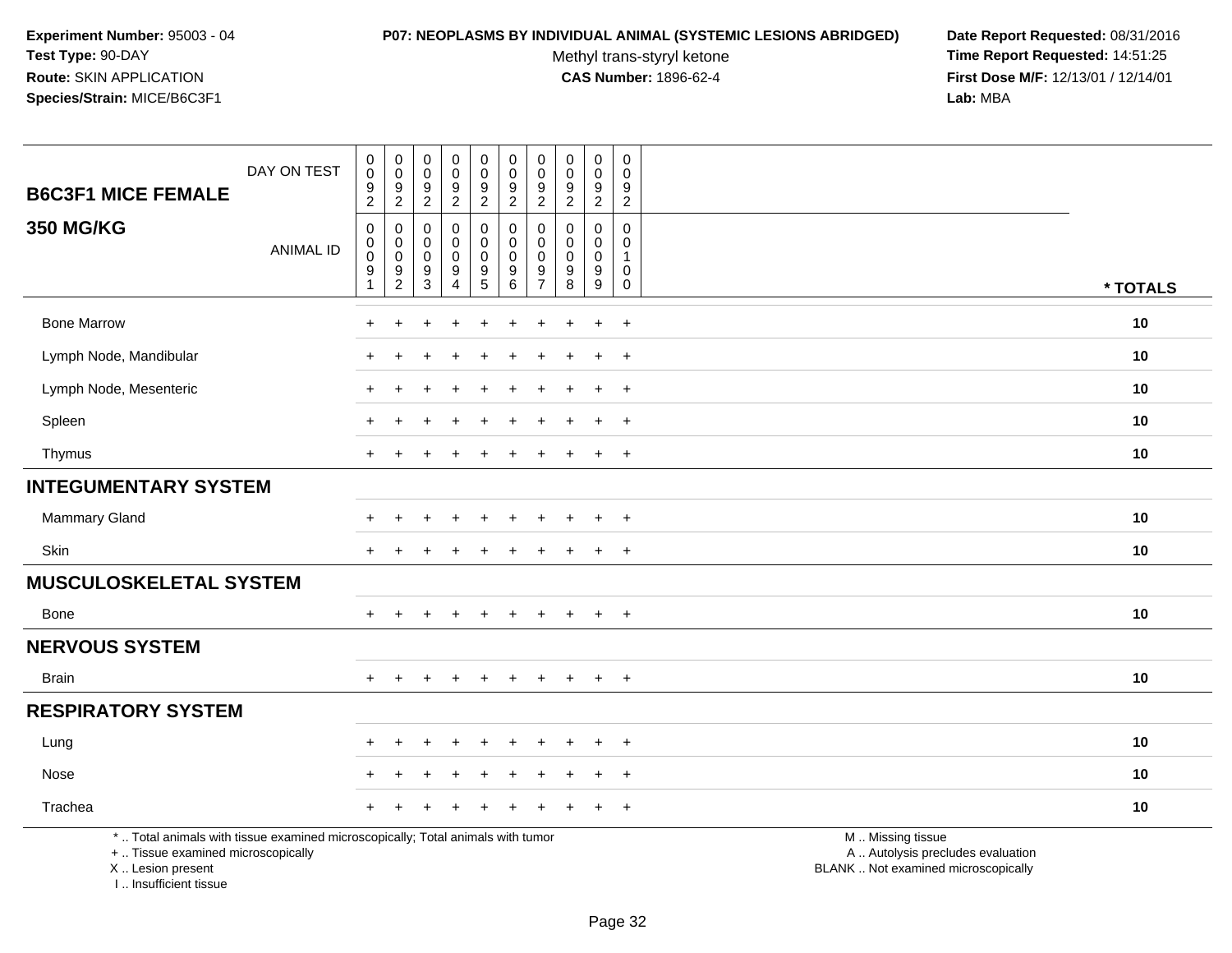**Experiment Number:** 95003 - 04
**Test Type:** 90-DAY
**Route:** SKIN APPLICATION
**Species/Strain:** MICE/B6C3F1

**P07: NEOPLASMS BY INDIVIDUAL ANIMAL (SYSTEMIC LESIONS ABRIDGED)**
Methyl trans-styryl ketone
**CAS Number:** 1896-62-4

**Date Report Requested:** 08/31/2016
**Time Report Requested:** 14:51:25
**First Dose M/F:** 12/13/01 / 12/14/01
**Lab:** MBA

| **B6C3F1 MICE FEMALE** DAY ON TEST | 0092 | 0092 | 0092 | 0092 | 0092 | 0092 | 0092 | 0092 | 0092 | 0092 | |
|---|---|---|---|---|---|---|---|---|---|---|---|
| **350 MG/KG** ANIMAL ID | 00091 | 00092 | 00093 | 00094 | 00095 | 00096 | 00097 | 00098 | 00099 | 00100 | *** TOTALS** |
| Bone Marrow | + | + | + | + | + | + | + | + | + | + | **10** |
| Lymph Node, Mandibular | + | + | + | + | + | + | + | + | + | + | **10** |
| Lymph Node, Mesenteric | + | + | + | + | + | + | + | + | + | + | **10** |
| Spleen | + | + | + | + | + | + | + | + | + | + | **10** |
| Thymus | + | + | + | + | + | + | + | + | + | + | **10** |
| **INTEGUMENTARY SYSTEM** | | | | | | | | | | | |
| Mammary Gland | + | + | + | + | + | + | + | + | + | + | **10** |
| Skin | + | + | + | + | + | + | + | + | + | + | **10** |
| **MUSCULOSKELETAL SYSTEM** | | | | | | | | | | | |
| Bone | + | + | + | + | + | + | + | + | + | + | **10** |
| **NERVOUS SYSTEM** | | | | | | | | | | | |
| Brain | + | + | + | + | + | + | + | + | + | + | **10** |
| **RESPIRATORY SYSTEM** | | | | | | | | | | | |
| Lung | + | + | + | + | + | + | + | + | + | + | **10** |
| Nose | + | + | + | + | + | + | + | + | + | + | **10** |
| Trachea | + | + | + | + | + | + | + | + | + | + | **10** |

* .. Total animals with tissue examined microscopically; Total animals with tumor
+ .. Tissue examined microscopically
X .. Lesion present
I .. Insufficient tissue

M .. Missing tissue
A .. Autolysis precludes evaluation
BLANK .. Not examined microscopically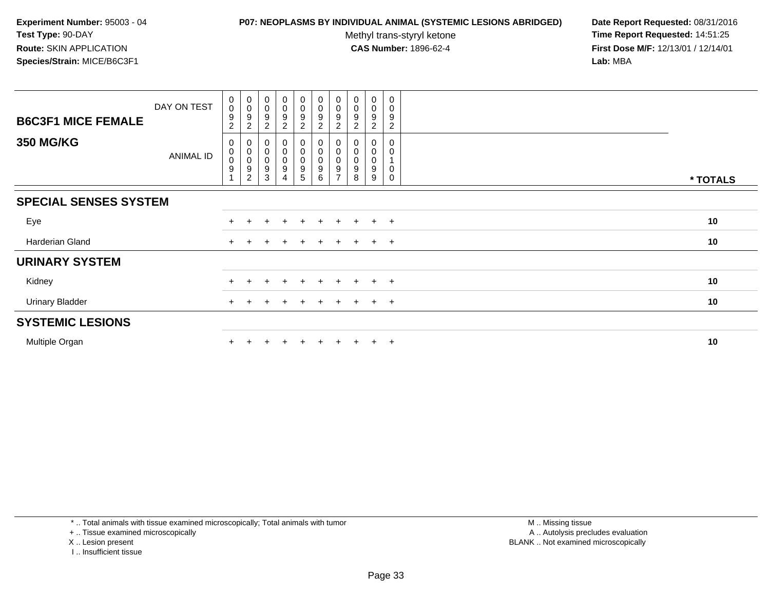**Experiment Number:** 95003 - 04
**Test Type:** 90-DAY
**Route:** SKIN APPLICATION
**Species/Strain:** MICE/B6C3F1

**P07: NEOPLASMS BY INDIVIDUAL ANIMAL (SYSTEMIC LESIONS ABRIDGED)**
Methyl trans-styryl ketone
**CAS Number:** 1896-62-4

**Date Report Requested:** 08/31/2016
**Time Report Requested:** 14:51:25
**First Dose M/F:** 12/13/01 / 12/14/01
**Lab:** MBA

| **B6C3F1 MICE FEMALE** DAY ON TEST | 0092 | 0092 | 0092 | 0092 | 0092 | 0092 | 0092 | 0092 | 0092 | 0092 | |
|---|---|---|---|---|---|---|---|---|---|---|---|
| **350 MG/KG** ANIMAL ID | 00091 | 00092 | 00093 | 00094 | 00095 | 00096 | 00097 | 00098 | 00099 | 00100 | *** TOTALS** |
| **SPECIAL SENSES SYSTEM** | | | | | | | | | | | |
| Eye | + | + | + | + | + | + | + | + | + | + | **10** |
| Harderian Gland | + | + | + | + | + | + | + | + | + | + | **10** |
| **URINARY SYSTEM** | | | | | | | | | | | |
| Kidney | + | + | + | + | + | + | + | + | + | + | **10** |
| Urinary Bladder | + | + | + | + | + | + | + | + | + | + | **10** |
| **SYSTEMIC LESIONS** | | | | | | | | | | | |
| Multiple Organ | + | + | + | + | + | + | + | + | + | + | **10** |

* .. Total animals with tissue examined microscopically; Total animals with tumor
+ .. Tissue examined microscopically
X .. Lesion present
I .. Insufficient tissue

M .. Missing tissue
A .. Autolysis precludes evaluation
BLANK .. Not examined microscopically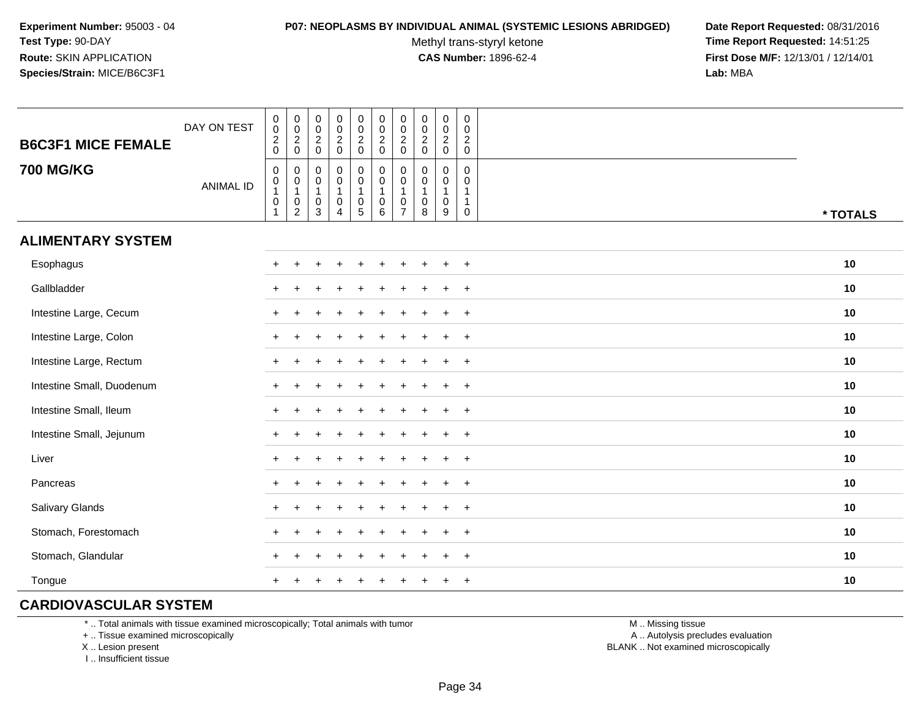**Experiment Number:** 95003 - 04
**Test Type:** 90-DAY
**Route:** SKIN APPLICATION
**Species/Strain:** MICE/B6C3F1

**P07: NEOPLASMS BY INDIVIDUAL ANIMAL (SYSTEMIC LESIONS ABRIDGED)**
Methyl trans-styryl ketone
**CAS Number:** 1896-62-4

**Date Report Requested:** 08/31/2016
**Time Report Requested:** 14:51:25
**First Dose M/F:** 12/13/01 / 12/14/01
**Lab:** MBA

## B6C3F1 MICE FEMALE 700 MG/KG

| DAY ON TEST | 0020 | 0020 | 0020 | 0020 | 0020 | 0020 | 0020 | 0020 | 0020 | 0020 | |
|---|---|---|---|---|---|---|---|---|---|---|---|
| ANIMAL ID | 00101 | 00102 | 00103 | 00104 | 00105 | 00106 | 00107 | 00108 | 00109 | 00110 | * TOTALS |
| **ALIMENTARY SYSTEM** | | | | | | | | | | | |
| Esophagus | + | + | + | + | + | + | + | + | + | + | 10 |
| Gallbladder | + | + | + | + | + | + | + | + | + | + | 10 |
| Intestine Large, Cecum | + | + | + | + | + | + | + | + | + | + | 10 |
| Intestine Large, Colon | + | + | + | + | + | + | + | + | + | + | 10 |
| Intestine Large, Rectum | + | + | + | + | + | + | + | + | + | + | 10 |
| Intestine Small, Duodenum | + | + | + | + | + | + | + | + | + | + | 10 |
| Intestine Small, Ileum | + | + | + | + | + | + | + | + | + | + | 10 |
| Intestine Small, Jejunum | + | + | + | + | + | + | + | + | + | + | 10 |
| Liver | + | + | + | + | + | + | + | + | + | + | 10 |
| Pancreas | + | + | + | + | + | + | + | + | + | + | 10 |
| Salivary Glands | + | + | + | + | + | + | + | + | + | + | 10 |
| Stomach, Forestomach | + | + | + | + | + | + | + | + | + | + | 10 |
| Stomach, Glandular | + | + | + | + | + | + | + | + | + | + | 10 |
| Tongue | + | + | + | + | + | + | + | + | + | + | 10 |
| **CARDIOVASCULAR SYSTEM** | | | | | | | | | | | |

\* .. Total animals with tissue examined microscopically; Total animals with tumor
+ .. Tissue examined microscopically
X .. Lesion present
I .. Insufficient tissue

M .. Missing tissue
A .. Autolysis precludes evaluation
BLANK .. Not examined microscopically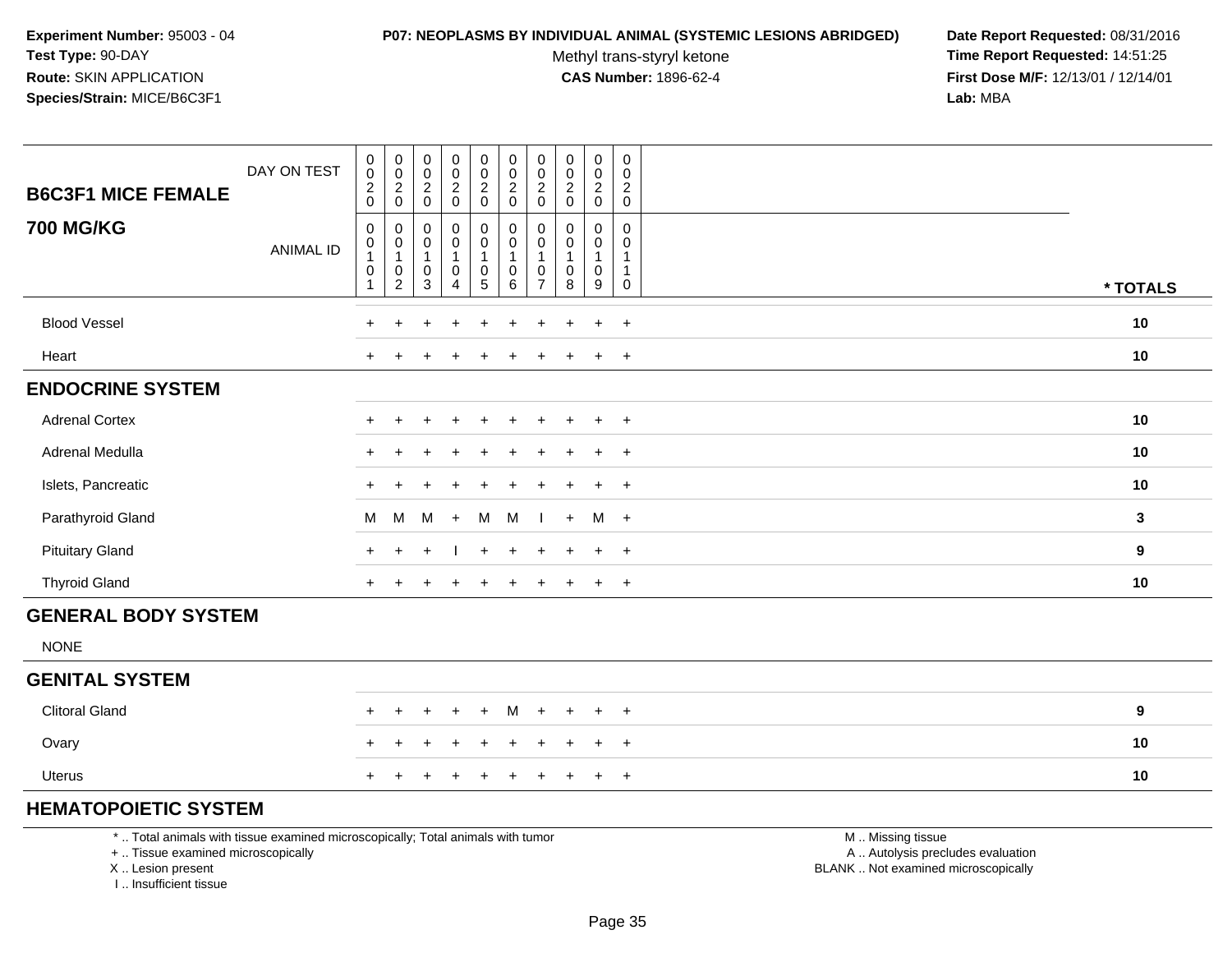**Experiment Number:** 95003 - 04
**Test Type:** 90-DAY
**Route:** SKIN APPLICATION
**Species/Strain:** MICE/B6C3F1

**P07: NEOPLASMS BY INDIVIDUAL ANIMAL (SYSTEMIC LESIONS ABRIDGED)**
Methyl trans-styryl ketone
**CAS Number:** 1896-62-4

**Date Report Requested:** 08/31/2016
**Time Report Requested:** 14:51:25
**First Dose M/F:** 12/13/01 / 12/14/01
**Lab:** MBA

| **B6C3F1 MICE FEMALE** DAY ON TEST | 0020 | 0020 | 0020 | 0020 | 0020 | 0020 | 0020 | 0020 | 0020 | 0020 | |
|---|---|---|---|---|---|---|---|---|---|---|---|
| **700 MG/KG** ANIMAL ID | 00101 | 00102 | 00103 | 00104 | 00105 | 00106 | 00107 | 00108 | 00109 | 00110 | *** TOTALS** |
| Blood Vessel | + | + | + | + | + | + | + | + | + | + | **10** |
| Heart | + | + | + | + | + | + | + | + | + | + | **10** |
| **ENDOCRINE SYSTEM** | | | | | | | | | | | |
| Adrenal Cortex | + | + | + | + | + | + | + | + | + | + | **10** |
| Adrenal Medulla | + | + | + | + | + | + | + | + | + | + | **10** |
| Islets, Pancreatic | + | + | + | + | + | + | + | + | + | + | **10** |
| Parathyroid Gland | M | M | M | + | M | M | I | + | M | + | **3** |
| Pituitary Gland | + | + | + | I | + | + | + | + | + | + | **9** |
| Thyroid Gland | + | + | + | + | + | + | + | + | + | + | **10** |
| **GENERAL BODY SYSTEM** | | | | | | | | | | | |
| NONE | | | | | | | | | | | |
| **GENITAL SYSTEM** | | | | | | | | | | | |
| Clitoral Gland | + | + | + | + | + | M | + | + | + | + | **9** |
| Ovary | + | + | + | + | + | + | + | + | + | + | **10** |
| Uterus | + | + | + | + | + | + | + | + | + | + | **10** |
| **HEMATOPOIETIC SYSTEM** | | | | | | | | | | | |

* .. Total animals with tissue examined microscopically; Total animals with tumor
+ .. Tissue examined microscopically
X .. Lesion present
I .. Insufficient tissue

M .. Missing tissue
A .. Autolysis precludes evaluation
BLANK .. Not examined microscopically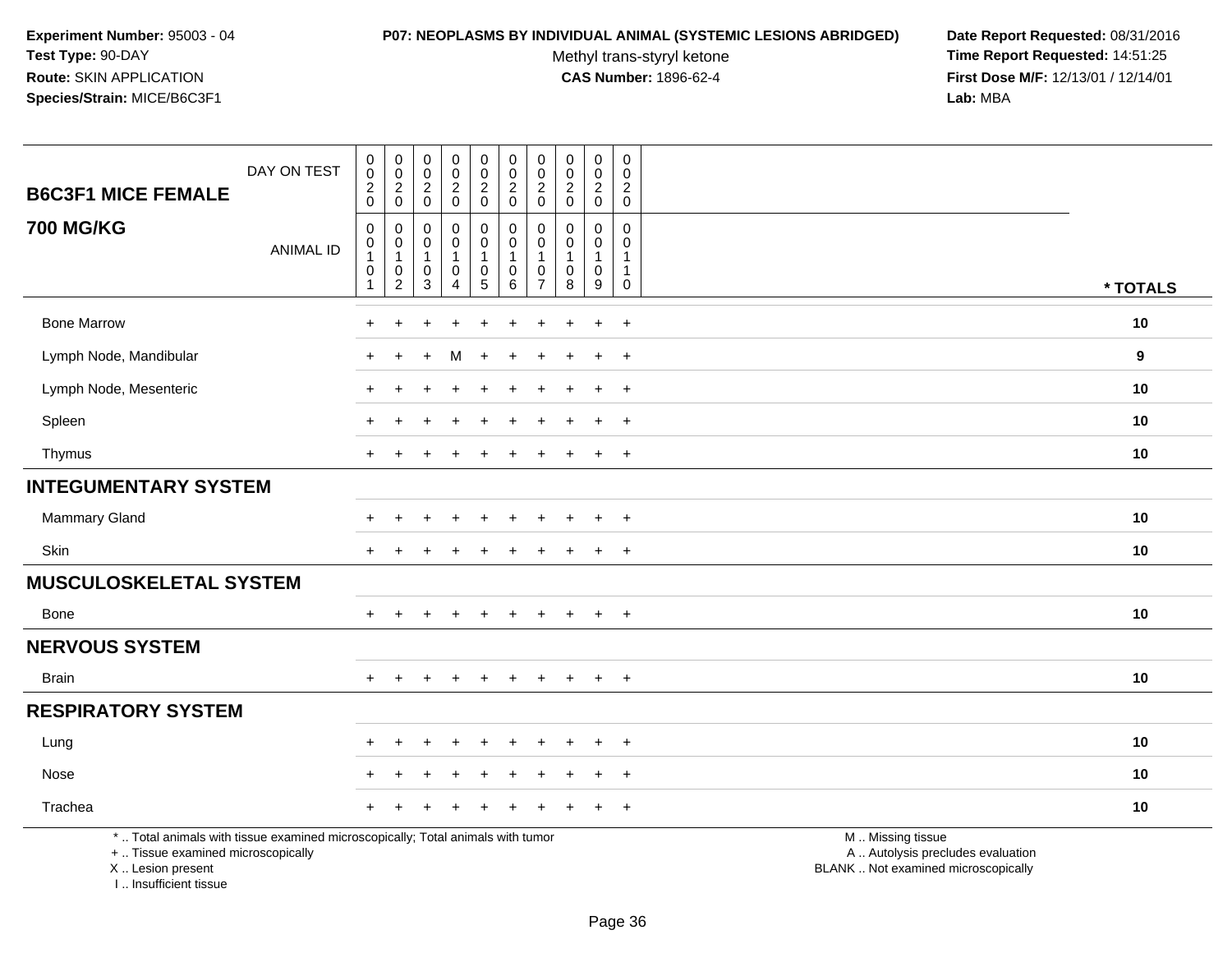**Experiment Number:** 95003 - 04
**Test Type:** 90-DAY
**Route:** SKIN APPLICATION
**Species/Strain:** MICE/B6C3F1

**P07: NEOPLASMS BY INDIVIDUAL ANIMAL (SYSTEMIC LESIONS ABRIDGED)**
Methyl trans-styryl ketone
**CAS Number:** 1896-62-4

**Date Report Requested:** 08/31/2016
**Time Report Requested:** 14:51:25
**First Dose M/F:** 12/13/01 / 12/14/01
**Lab:** MBA

| **B6C3F1 MICE FEMALE** DAY ON TEST | 0020 | 0020 | 0020 | 0020 | 0020 | 0020 | 0020 | 0020 | 0020 | 0020 | |
|---|---|---|---|---|---|---|---|---|---|---|---|
| **700 MG/KG** ANIMAL ID | 00101 | 00102 | 00103 | 00104 | 00105 | 00106 | 00107 | 00108 | 00109 | 00110 | *** TOTALS** |
| Bone Marrow | + | + | + | + | + | + | + | + | + | + | **10** |
| Lymph Node, Mandibular | + | + | + | M | + | + | + | + | + | + | **9** |
| Lymph Node, Mesenteric | + | + | + | + | + | + | + | + | + | + | **10** |
| Spleen | + | + | + | + | + | + | + | + | + | + | **10** |
| Thymus | + | + | + | + | + | + | + | + | + | + | **10** |
| **INTEGUMENTARY SYSTEM** | | | | | | | | | | | |
| Mammary Gland | + | + | + | + | + | + | + | + | + | + | **10** |
| Skin | + | + | + | + | + | + | + | + | + | + | **10** |
| **MUSCULOSKELETAL SYSTEM** | | | | | | | | | | | |
| Bone | + | + | + | + | + | + | + | + | + | + | **10** |
| **NERVOUS SYSTEM** | | | | | | | | | | | |
| Brain | + | + | + | + | + | + | + | + | + | + | **10** |
| **RESPIRATORY SYSTEM** | | | | | | | | | | | |
| Lung | + | + | + | + | + | + | + | + | + | + | **10** |
| Nose | + | + | + | + | + | + | + | + | + | + | **10** |
| Trachea | + | + | + | + | + | + | + | + | + | + | **10** |

* .. Total animals with tissue examined microscopically; Total animals with tumor
+ .. Tissue examined microscopically
X .. Lesion present
I .. Insufficient tissue

M .. Missing tissue
A .. Autolysis precludes evaluation
BLANK .. Not examined microscopically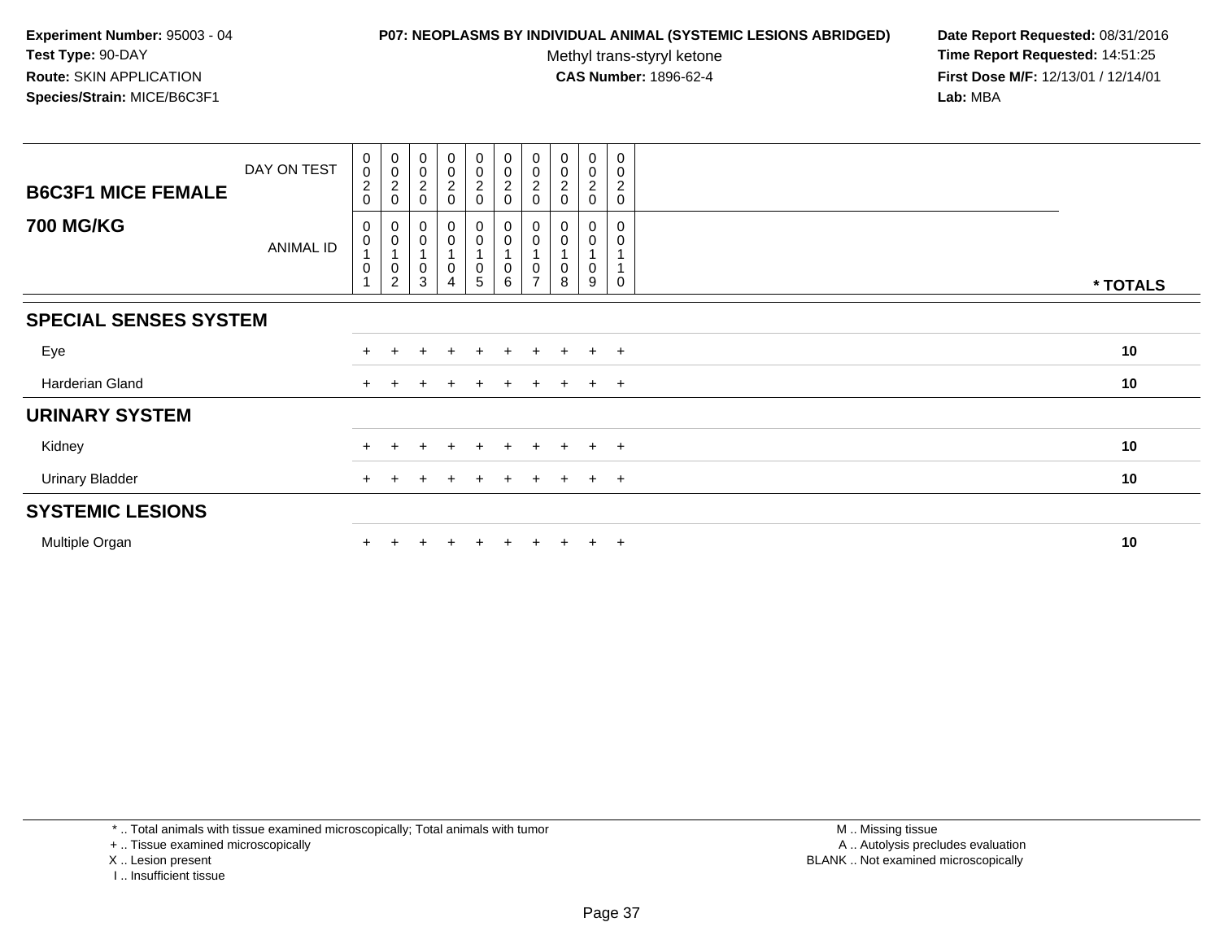**Experiment Number:** 95003 - 04
**Test Type:** 90-DAY
**Route:** SKIN APPLICATION
**Species/Strain:** MICE/B6C3F1

**P07: NEOPLASMS BY INDIVIDUAL ANIMAL (SYSTEMIC LESIONS ABRIDGED)**
Methyl trans-styryl ketone
**CAS Number:** 1896-62-4

**Date Report Requested:** 08/31/2016
**Time Report Requested:** 14:51:25
**First Dose M/F:** 12/13/01 / 12/14/01
**Lab:** MBA

## B6C3F1 MICE FEMALE
## 700 MG/KG

| | | | | | | | | | | | |
|---|---|---|---|---|---|---|---|---|---|---|---|
| DAY ON TEST | 0020 | 0020 | 0020 | 0020 | 0020 | 0020 | 0020 | 0020 | 0020 | 0020 | |
| ANIMAL ID | 00101 | 00102 | 00103 | 00104 | 00105 | 00106 | 00107 | 00108 | 00109 | 00110 | * TOTALS |
| **SPECIAL SENSES SYSTEM** | | | | | | | | | | | |
| Eye | + | + | + | + | + | + | + | + | + | + | 10 |
| Harderian Gland | + | + | + | + | + | + | + | + | + | + | 10 |
| **URINARY SYSTEM** | | | | | | | | | | | |
| Kidney | + | + | + | + | + | + | + | + | + | + | 10 |
| Urinary Bladder | + | + | + | + | + | + | + | + | + | + | 10 |
| **SYSTEMIC LESIONS** | | | | | | | | | | | |
| Multiple Organ | + | + | + | + | + | + | + | + | + | + | 10 |

* .. Total animals with tissue examined microscopically; Total animals with tumor
+ .. Tissue examined microscopically
X .. Lesion present
I .. Insufficient tissue

M .. Missing tissue
A .. Autolysis precludes evaluation
BLANK .. Not examined microscopically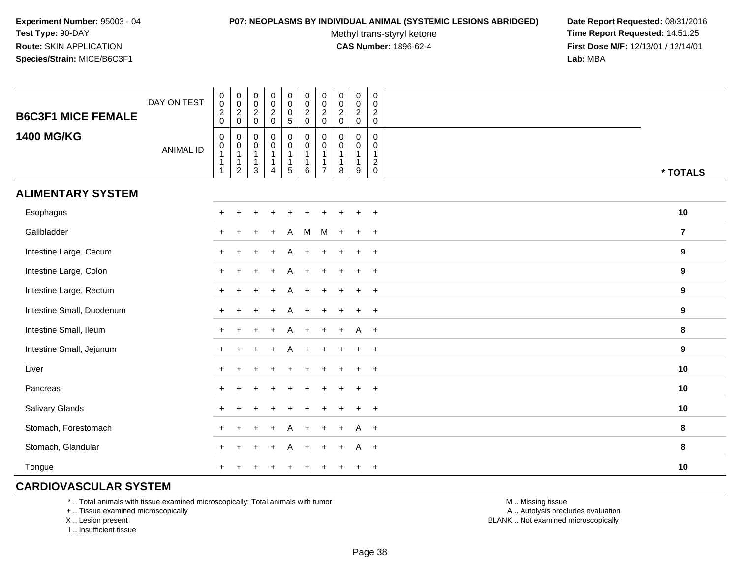**Experiment Number:** 95003 - 04
**Test Type:** 90-DAY
**Route:** SKIN APPLICATION
**Species/Strain:** MICE/B6C3F1

**P07: NEOPLASMS BY INDIVIDUAL ANIMAL (SYSTEMIC LESIONS ABRIDGED)**
Methyl trans-styryl ketone
**CAS Number:** 1896-62-4

**Date Report Requested:** 08/31/2016
**Time Report Requested:** 14:51:25
**First Dose M/F:** 12/13/01 / 12/14/01
**Lab:** MBA

| B6C3F1 MICE FEMALE 1400 MG/KG | | | | | | | | | | | |
|---|---|---|---|---|---|---|---|---|---|---|---|
| DAY ON TEST | 0020 | 0020 | 0020 | 0020 | 0005 | 0020 | 0020 | 0020 | 0020 | 0020 | |
| ANIMAL ID | 00111 | 00112 | 00113 | 00114 | 00115 | 00116 | 00117 | 00118 | 00119 | 00120 | * TOTALS |
| **ALIMENTARY SYSTEM** | | | | | | | | | | | |
| Esophagus | + | + | + | + | + | + | + | + | + | + | 10 |
| Gallbladder | + | + | + | + | A | M | M | + | + | + | 7 |
| Intestine Large, Cecum | + | + | + | + | A | + | + | + | + | + | 9 |
| Intestine Large, Colon | + | + | + | + | A | + | + | + | + | + | 9 |
| Intestine Large, Rectum | + | + | + | + | A | + | + | + | + | + | 9 |
| Intestine Small, Duodenum | + | + | + | + | A | + | + | + | + | + | 9 |
| Intestine Small, Ileum | + | + | + | + | A | + | + | + | A | + | 8 |
| Intestine Small, Jejunum | + | + | + | + | A | + | + | + | + | + | 9 |
| Liver | + | + | + | + | + | + | + | + | + | + | 10 |
| Pancreas | + | + | + | + | + | + | + | + | + | + | 10 |
| Salivary Glands | + | + | + | + | + | + | + | + | + | + | 10 |
| Stomach, Forestomach | + | + | + | + | A | + | + | + | A | + | 8 |
| Stomach, Glandular | + | + | + | + | A | + | + | + | A | + | 8 |
| Tongue | + | + | + | + | + | + | + | + | + | + | 10 |
| **CARDIOVASCULAR SYSTEM** | | | | | | | | | | | |

* .. Total animals with tissue examined microscopically; Total animals with tumor
+ .. Tissue examined microscopically
X .. Lesion present
I .. Insufficient tissue

M .. Missing tissue
A .. Autolysis precludes evaluation
BLANK .. Not examined microscopically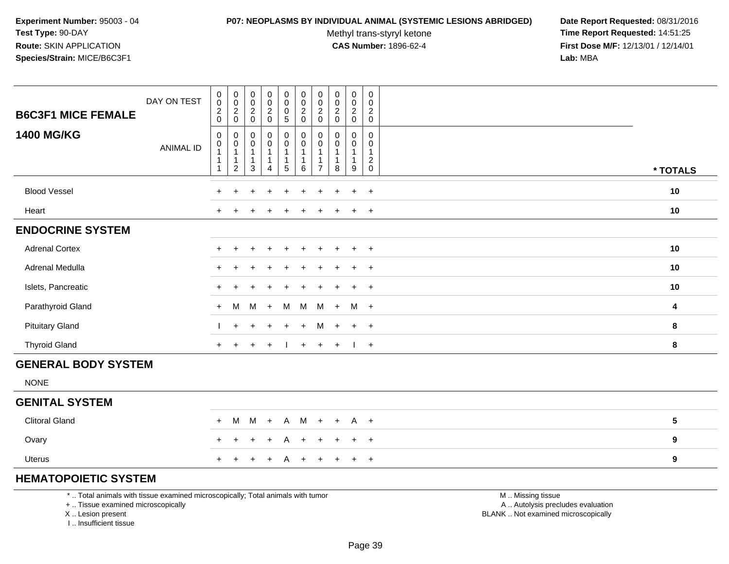**Experiment Number:** 95003 - 04
**Test Type:** 90-DAY
**Route:** SKIN APPLICATION
**Species/Strain:** MICE/B6C3F1

**P07: NEOPLASMS BY INDIVIDUAL ANIMAL (SYSTEMIC LESIONS ABRIDGED)**
Methyl trans-styryl ketone
**CAS Number:** 1896-62-4

**Date Report Requested:** 08/31/2016
**Time Report Requested:** 14:51:25
**First Dose M/F:** 12/13/01 / 12/14/01
**Lab:** MBA

| B6C3F1 MICE FEMALE 1400 MG/KG | DAY ON TEST | 0020 | 0020 | 0020 | 0020 | 0005 | 0020 | 0020 | 0020 | 0020 | 0020 | |
|---|---|---|---|---|---|---|---|---|---|---|---|---|
| | ANIMAL ID | 00111 | 00112 | 00113 | 00114 | 00115 | 00116 | 00117 | 00118 | 00119 | 00120 | * TOTALS |
| Blood Vessel | | + | + | + | + | + | + | + | + | + | + | 10 |
| Heart | | + | + | + | + | + | + | + | + | + | + | 10 |
| **ENDOCRINE SYSTEM** | | | | | | | | | | | | |
| Adrenal Cortex | | + | + | + | + | + | + | + | + | + | + | 10 |
| Adrenal Medulla | | + | + | + | + | + | + | + | + | + | + | 10 |
| Islets, Pancreatic | | + | + | + | + | + | + | + | + | + | + | 10 |
| Parathyroid Gland | | + | M | M | + | M | M | M | + | M | + | 4 |
| Pituitary Gland | | I | + | + | + | + | + | M | + | + | + | 8 |
| Thyroid Gland | | + | + | + | + | I | + | + | + | I | + | 8 |
| **GENERAL BODY SYSTEM** | | | | | | | | | | | | |
| NONE | | | | | | | | | | | | |
| **GENITAL SYSTEM** | | | | | | | | | | | | |
| Clitoral Gland | | + | M | M | + | A | M | + | + | A | + | 5 |
| Ovary | | + | + | + | + | A | + | + | + | + | + | 9 |
| Uterus | | + | + | + | + | A | + | + | + | + | + | 9 |
| **HEMATOPOIETIC SYSTEM** | | | | | | | | | | | | |

\* .. Total animals with tissue examined microscopically; Total animals with tumor
\+ .. Tissue examined microscopically
X .. Lesion present
I .. Insufficient tissue

M .. Missing tissue
A .. Autolysis precludes evaluation
BLANK .. Not examined microscopically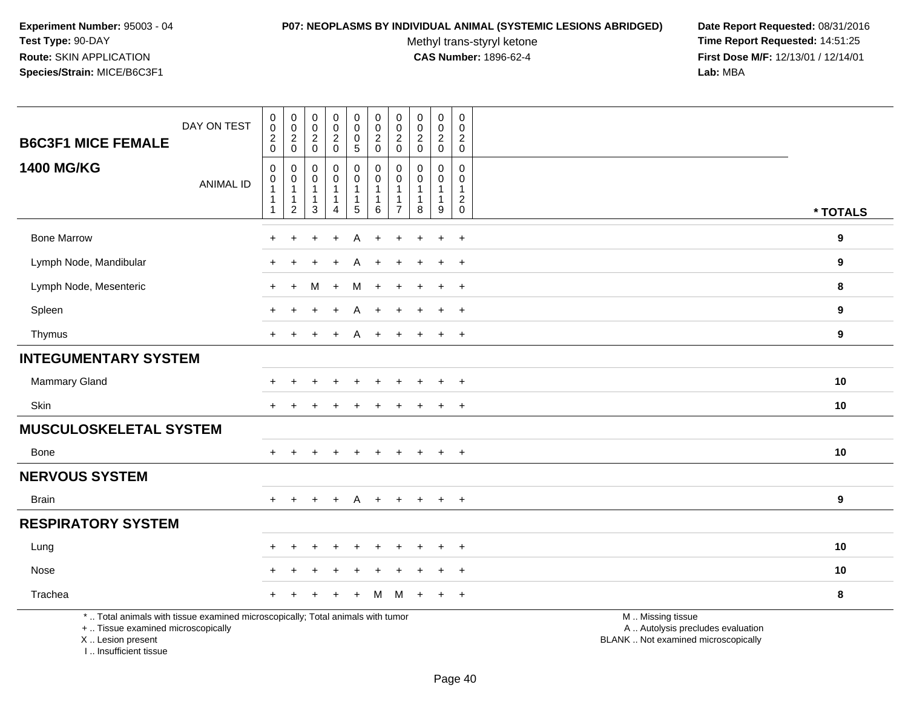**Experiment Number:** 95003 - 04
**Test Type:** 90-DAY
**Route:** SKIN APPLICATION
**Species/Strain:** MICE/B6C3F1

**P07: NEOPLASMS BY INDIVIDUAL ANIMAL (SYSTEMIC LESIONS ABRIDGED)**
Methyl trans-styryl ketone
**CAS Number:** 1896-62-4

**Date Report Requested:** 08/31/2016
**Time Report Requested:** 14:51:25
**First Dose M/F:** 12/13/01 / 12/14/01
**Lab:** MBA

## B6C3F1 MICE FEMALE 1400 MG/KG

| DAY ON TEST | 0020 | 0020 | 0020 | 0020 | 0005 | 0020 | 0020 | 0020 | 0020 | 0020 | |
|---|---|---|---|---|---|---|---|---|---|---|---|
| ANIMAL ID | 00111 | 00112 | 00113 | 00114 | 00115 | 00116 | 00117 | 00118 | 00119 | 00120 | * TOTALS |
| Bone Marrow | + | + | + | + | A | + | + | + | + | + | 9 |
| Lymph Node, Mandibular | + | + | + | + | A | + | + | + | + | + | 9 |
| Lymph Node, Mesenteric | + | + | M | + | M | + | + | + | + | + | 8 |
| Spleen | + | + | + | + | A | + | + | + | + | + | 9 |
| Thymus | + | + | + | + | A | + | + | + | + | + | 9 |
| **INTEGUMENTARY SYSTEM** | | | | | | | | | | | |
| Mammary Gland | + | + | + | + | + | + | + | + | + | + | 10 |
| Skin | + | + | + | + | + | + | + | + | + | + | 10 |
| **MUSCULOSKELETAL SYSTEM** | | | | | | | | | | | |
| Bone | + | + | + | + | + | + | + | + | + | + | 10 |
| **NERVOUS SYSTEM** | | | | | | | | | | | |
| Brain | + | + | + | + | A | + | + | + | + | + | 9 |
| **RESPIRATORY SYSTEM** | | | | | | | | | | | |
| Lung | + | + | + | + | + | + | + | + | + | + | 10 |
| Nose | + | + | + | + | + | + | + | + | + | + | 10 |
| Trachea | + | + | + | + | + | M | M | + | + | + | 8 |

\* .. Total animals with tissue examined microscopically; Total animals with tumor
\+ .. Tissue examined microscopically
X .. Lesion present
I .. Insufficient tissue

M .. Missing tissue
A .. Autolysis precludes evaluation
BLANK .. Not examined microscopically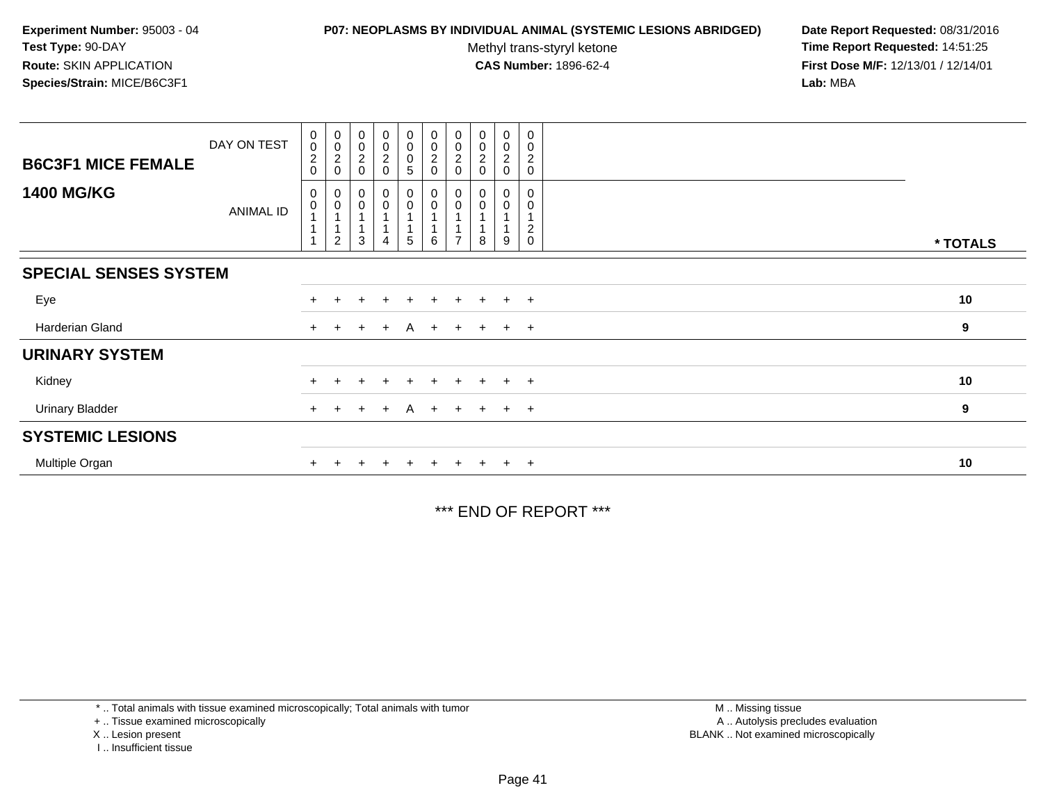**Experiment Number:** 95003 - 04
**Test Type:** 90-DAY
**Route:** SKIN APPLICATION
**Species/Strain:** MICE/B6C3F1

**P07: NEOPLASMS BY INDIVIDUAL ANIMAL (SYSTEMIC LESIONS ABRIDGED)**
Methyl trans-styryl ketone
**CAS Number:** 1896-62-4

**Date Report Requested:** 08/31/2016
**Time Report Requested:** 14:51:25
**First Dose M/F:** 12/13/01 / 12/14/01
**Lab:** MBA

| B6C3F1 MICE FEMALE 1400 MG/KG | | | | | | | | | | | |
|---|---|---|---|---|---|---|---|---|---|---|---|
| DAY ON TEST | 0020 | 0020 | 0020 | 0020 | 0005 | 0020 | 0020 | 0020 | 0020 | 0020 | |
| ANIMAL ID | 00111 | 00112 | 00113 | 00114 | 00115 | 00116 | 00117 | 00118 | 00119 | 00120 | * TOTALS |
| **SPECIAL SENSES SYSTEM** | | | | | | | | | | | |
| Eye | + | + | + | + | + | + | + | + | + | + | 10 |
| Harderian Gland | + | + | + | + | A | + | + | + | + | + | 9 |
| **URINARY SYSTEM** | | | | | | | | | | | |
| Kidney | + | + | + | + | + | + | + | + | + | + | 10 |
| Urinary Bladder | + | + | + | + | A | + | + | + | + | + | 9 |
| **SYSTEMIC LESIONS** | | | | | | | | | | | |
| Multiple Organ | + | + | + | + | + | + | + | + | + | + | 10 |

*** END OF REPORT ***

* .. Total animals with tissue examined microscopically; Total animals with tumor
+ .. Tissue examined microscopically
X .. Lesion present
I .. Insufficient tissue

M .. Missing tissue
A .. Autolysis precludes evaluation
BLANK .. Not examined microscopically